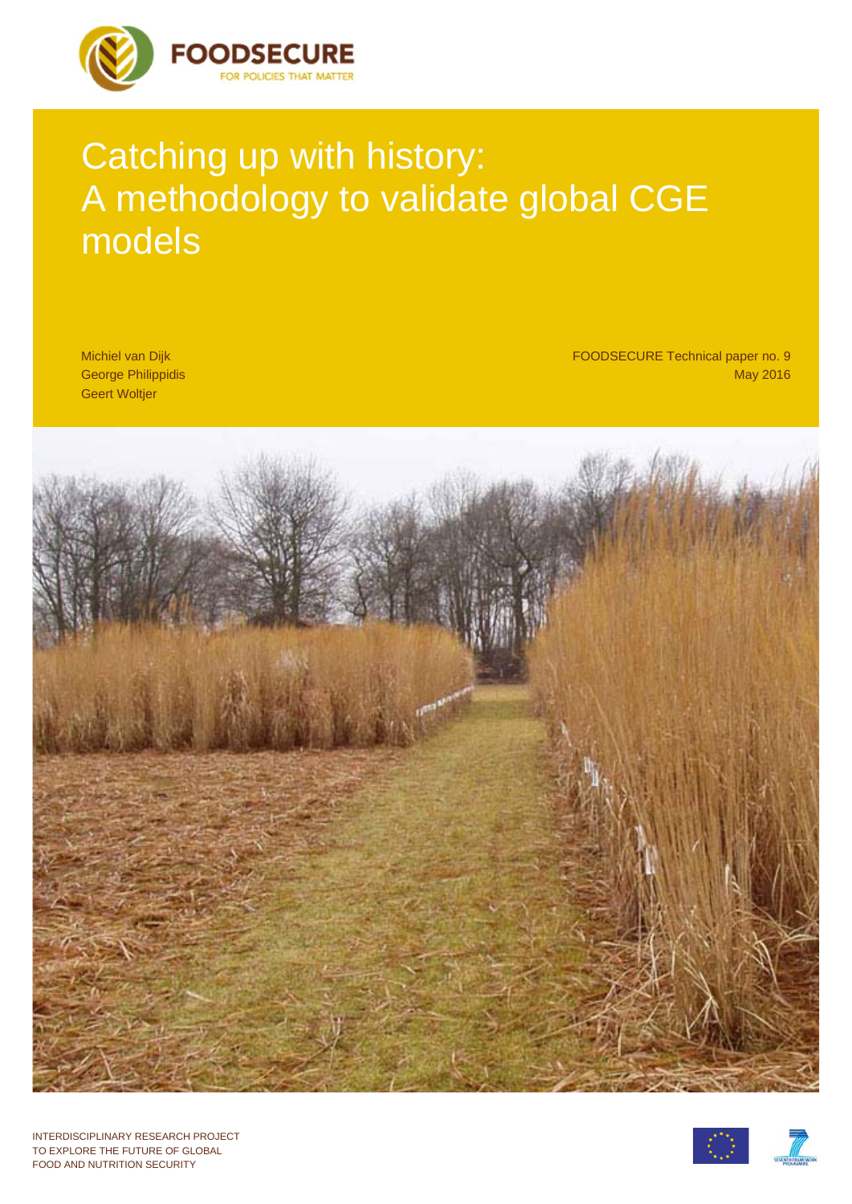FOODSECURE

FOR POLICIES THAT MATTER

# Catching up with history: A methodology to validate global CGE models

Michiel van Dijk
George Philippidis
Geert Woltjer

FOODSECURE Technical paper no. 9
May 2016

INTERDISCIPLINARY RESEARCH PROJECT
TO EXPLORE THE FUTURE OF GLOBAL
FOOD AND NUTRITION SECURITY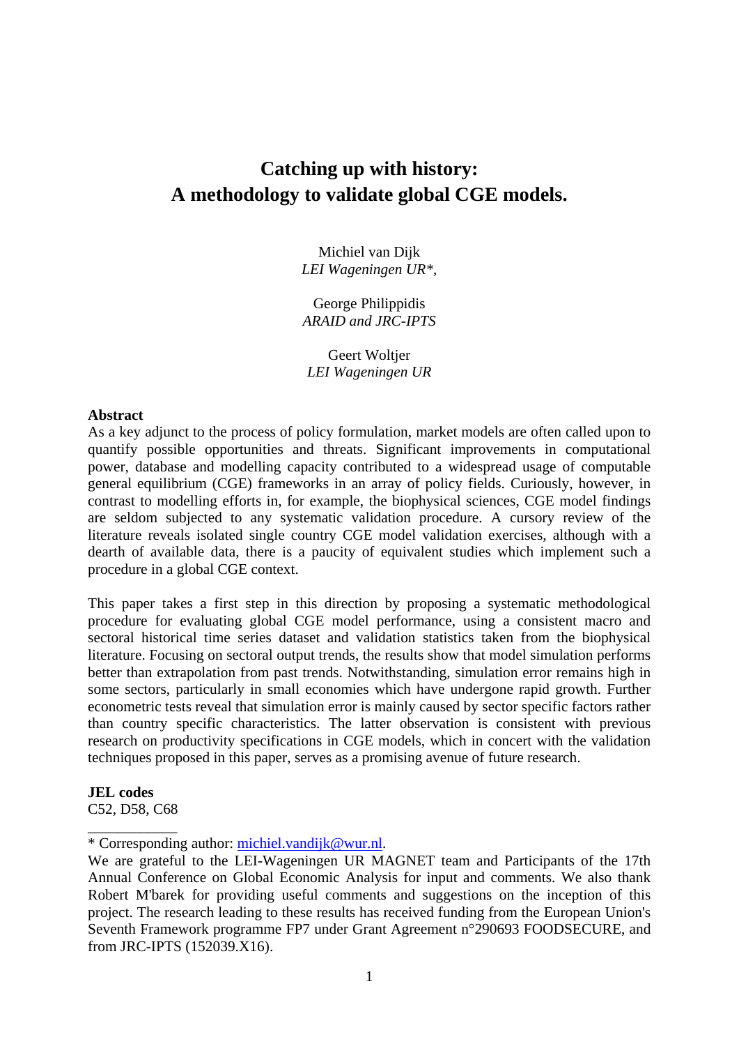# Catching up with history:
# A methodology to validate global CGE models.

Michiel van Dijk
*LEI Wageningen UR\*,*

George Philippidis
*ARAID and JRC-IPTS*

Geert Woltjer
*LEI Wageningen UR*

**Abstract**

As a key adjunct to the process of policy formulation, market models are often called upon to quantify possible opportunities and threats. Significant improvements in computational power, database and modelling capacity contributed to a widespread usage of computable general equilibrium (CGE) frameworks in an array of policy fields. Curiously, however, in contrast to modelling efforts in, for example, the biophysical sciences, CGE model findings are seldom subjected to any systematic validation procedure. A cursory review of the literature reveals isolated single country CGE model validation exercises, although with a dearth of available data, there is a paucity of equivalent studies which implement such a procedure in a global CGE context.

This paper takes a first step in this direction by proposing a systematic methodological procedure for evaluating global CGE model performance, using a consistent macro and sectoral historical time series dataset and validation statistics taken from the biophysical literature. Focusing on sectoral output trends, the results show that model simulation performs better than extrapolation from past trends. Notwithstanding, simulation error remains high in some sectors, particularly in small economies which have undergone rapid growth. Further econometric tests reveal that simulation error is mainly caused by sector specific factors rather than country specific characteristics. The latter observation is consistent with previous research on productivity specifications in CGE models, which in concert with the validation techniques proposed in this paper, serves as a promising avenue of future research.

**JEL codes**

C52, D58, C68

---

\* Corresponding author: michiel.vandijk@wur.nl.

We are grateful to the LEI-Wageningen UR MAGNET team and Participants of the 17th Annual Conference on Global Economic Analysis for input and comments. We also thank Robert M'barek for providing useful comments and suggestions on the inception of this project. The research leading to these results has received funding from the European Union's Seventh Framework programme FP7 under Grant Agreement n°290693 FOODSECURE, and from JRC-IPTS (152039.X16).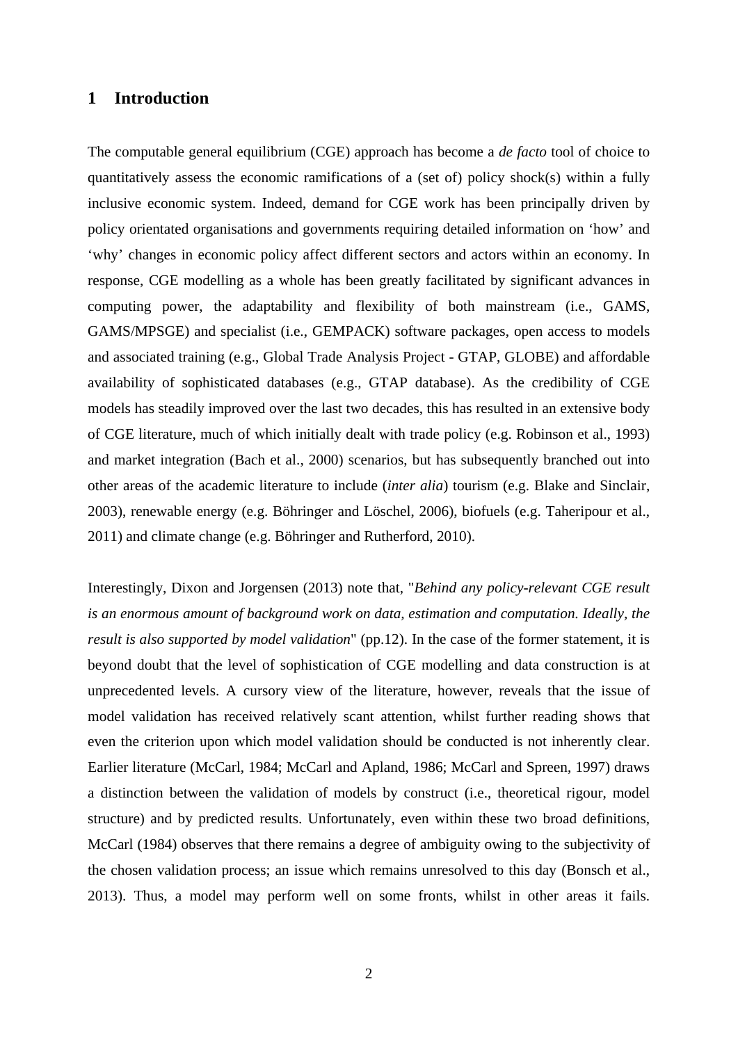# 1 Introduction

The computable general equilibrium (CGE) approach has become a *de facto* tool of choice to quantitatively assess the economic ramifications of a (set of) policy shock(s) within a fully inclusive economic system. Indeed, demand for CGE work has been principally driven by policy orientated organisations and governments requiring detailed information on 'how' and 'why' changes in economic policy affect different sectors and actors within an economy. In response, CGE modelling as a whole has been greatly facilitated by significant advances in computing power, the adaptability and flexibility of both mainstream (i.e., GAMS, GAMS/MPSGE) and specialist (i.e., GEMPACK) software packages, open access to models and associated training (e.g., Global Trade Analysis Project - GTAP, GLOBE) and affordable availability of sophisticated databases (e.g., GTAP database). As the credibility of CGE models has steadily improved over the last two decades, this has resulted in an extensive body of CGE literature, much of which initially dealt with trade policy (e.g. Robinson et al., 1993) and market integration (Bach et al., 2000) scenarios, but has subsequently branched out into other areas of the academic literature to include (*inter alia*) tourism (e.g. Blake and Sinclair, 2003), renewable energy (e.g. Böhringer and Löschel, 2006), biofuels (e.g. Taheripour et al., 2011) and climate change (e.g. Böhringer and Rutherford, 2010).

Interestingly, Dixon and Jorgensen (2013) note that, "*Behind any policy-relevant CGE result is an enormous amount of background work on data, estimation and computation. Ideally, the result is also supported by model validation*" (pp.12). In the case of the former statement, it is beyond doubt that the level of sophistication of CGE modelling and data construction is at unprecedented levels. A cursory view of the literature, however, reveals that the issue of model validation has received relatively scant attention, whilst further reading shows that even the criterion upon which model validation should be conducted is not inherently clear. Earlier literature (McCarl, 1984; McCarl and Apland, 1986; McCarl and Spreen, 1997) draws a distinction between the validation of models by construct (i.e., theoretical rigour, model structure) and by predicted results. Unfortunately, even within these two broad definitions, McCarl (1984) observes that there remains a degree of ambiguity owing to the subjectivity of the chosen validation process; an issue which remains unresolved to this day (Bonsch et al., 2013). Thus, a model may perform well on some fronts, whilst in other areas it fails.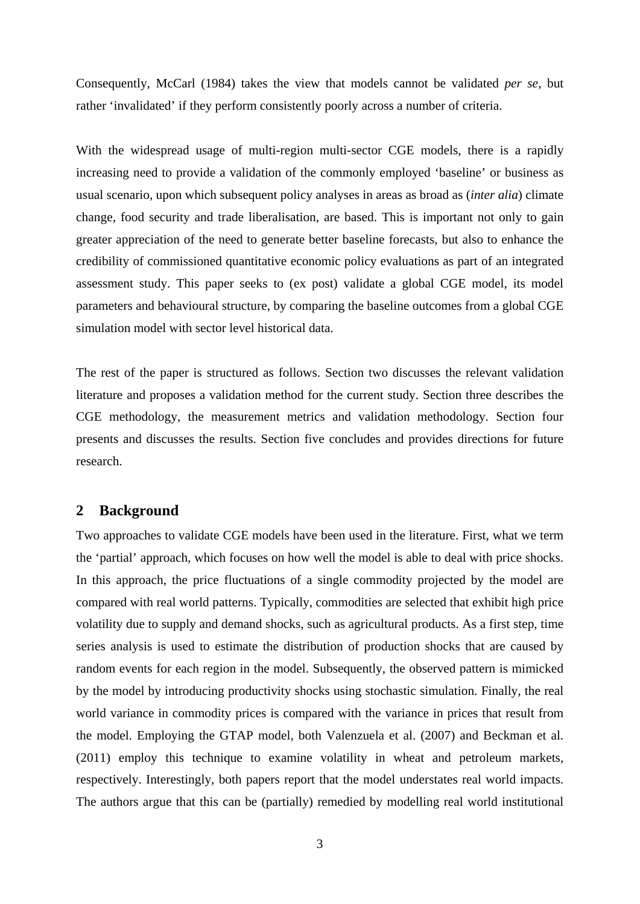Consequently, McCarl (1984) takes the view that models cannot be validated *per se*, but rather 'invalidated' if they perform consistently poorly across a number of criteria.

With the widespread usage of multi-region multi-sector CGE models, there is a rapidly increasing need to provide a validation of the commonly employed 'baseline' or business as usual scenario, upon which subsequent policy analyses in areas as broad as (*inter alia*) climate change, food security and trade liberalisation, are based. This is important not only to gain greater appreciation of the need to generate better baseline forecasts, but also to enhance the credibility of commissioned quantitative economic policy evaluations as part of an integrated assessment study. This paper seeks to (ex post) validate a global CGE model, its model parameters and behavioural structure, by comparing the baseline outcomes from a global CGE simulation model with sector level historical data.

The rest of the paper is structured as follows. Section two discusses the relevant validation literature and proposes a validation method for the current study. Section three describes the CGE methodology, the measurement metrics and validation methodology. Section four presents and discusses the results. Section five concludes and provides directions for future research.

## 2 Background

Two approaches to validate CGE models have been used in the literature. First, what we term the 'partial' approach, which focuses on how well the model is able to deal with price shocks. In this approach, the price fluctuations of a single commodity projected by the model are compared with real world patterns. Typically, commodities are selected that exhibit high price volatility due to supply and demand shocks, such as agricultural products. As a first step, time series analysis is used to estimate the distribution of production shocks that are caused by random events for each region in the model. Subsequently, the observed pattern is mimicked by the model by introducing productivity shocks using stochastic simulation. Finally, the real world variance in commodity prices is compared with the variance in prices that result from the model. Employing the GTAP model, both Valenzuela et al. (2007) and Beckman et al. (2011) employ this technique to examine volatility in wheat and petroleum markets, respectively. Interestingly, both papers report that the model understates real world impacts. The authors argue that this can be (partially) remedied by modelling real world institutional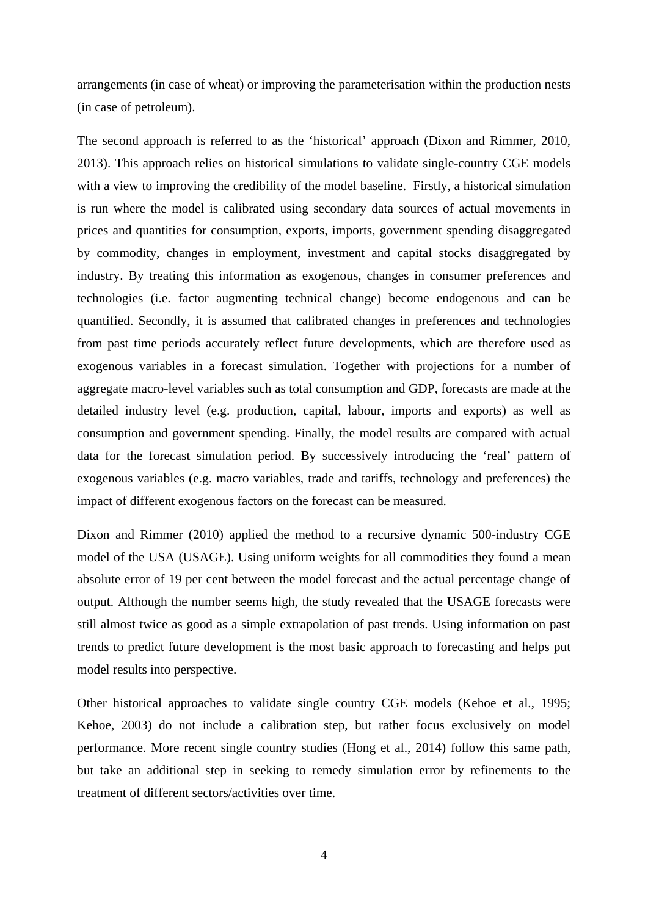arrangements (in case of wheat) or improving the parameterisation within the production nests (in case of petroleum).

The second approach is referred to as the 'historical' approach (Dixon and Rimmer, 2010, 2013). This approach relies on historical simulations to validate single-country CGE models with a view to improving the credibility of the model baseline. Firstly, a historical simulation is run where the model is calibrated using secondary data sources of actual movements in prices and quantities for consumption, exports, imports, government spending disaggregated by commodity, changes in employment, investment and capital stocks disaggregated by industry. By treating this information as exogenous, changes in consumer preferences and technologies (i.e. factor augmenting technical change) become endogenous and can be quantified. Secondly, it is assumed that calibrated changes in preferences and technologies from past time periods accurately reflect future developments, which are therefore used as exogenous variables in a forecast simulation. Together with projections for a number of aggregate macro-level variables such as total consumption and GDP, forecasts are made at the detailed industry level (e.g. production, capital, labour, imports and exports) as well as consumption and government spending. Finally, the model results are compared with actual data for the forecast simulation period. By successively introducing the 'real' pattern of exogenous variables (e.g. macro variables, trade and tariffs, technology and preferences) the impact of different exogenous factors on the forecast can be measured.

Dixon and Rimmer (2010) applied the method to a recursive dynamic 500-industry CGE model of the USA (USAGE). Using uniform weights for all commodities they found a mean absolute error of 19 per cent between the model forecast and the actual percentage change of output. Although the number seems high, the study revealed that the USAGE forecasts were still almost twice as good as a simple extrapolation of past trends. Using information on past trends to predict future development is the most basic approach to forecasting and helps put model results into perspective.

Other historical approaches to validate single country CGE models (Kehoe et al., 1995; Kehoe, 2003) do not include a calibration step, but rather focus exclusively on model performance. More recent single country studies (Hong et al., 2014) follow this same path, but take an additional step in seeking to remedy simulation error by refinements to the treatment of different sectors/activities over time.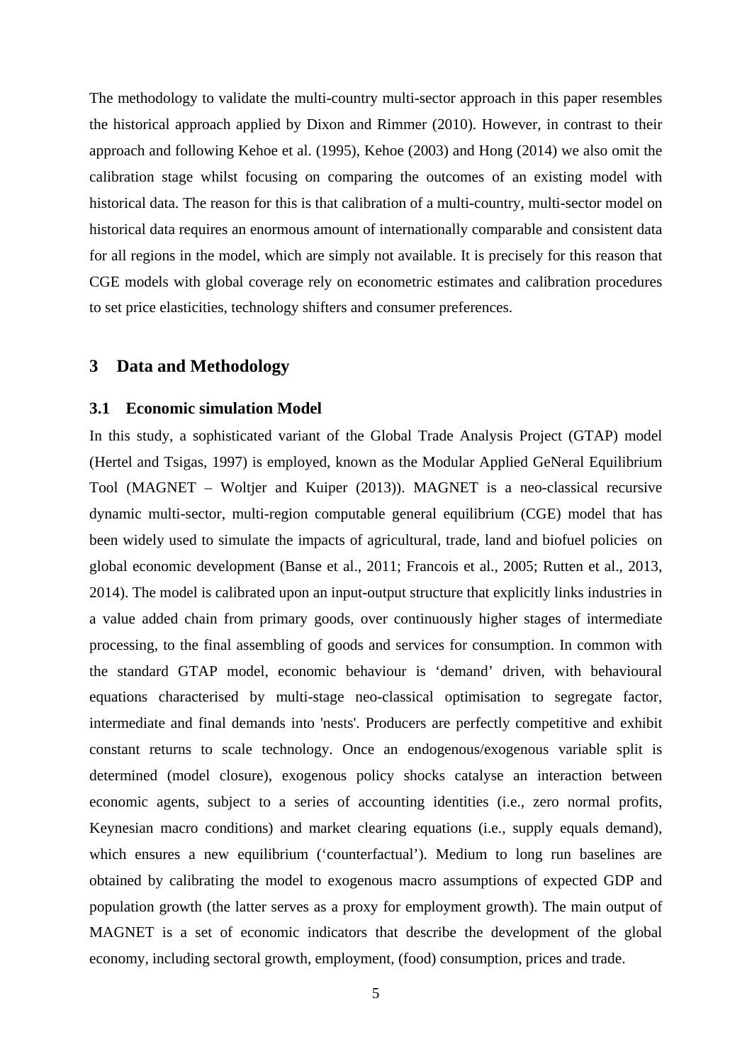The methodology to validate the multi-country multi-sector approach in this paper resembles the historical approach applied by Dixon and Rimmer (2010). However, in contrast to their approach and following Kehoe et al. (1995), Kehoe (2003) and Hong (2014) we also omit the calibration stage whilst focusing on comparing the outcomes of an existing model with historical data. The reason for this is that calibration of a multi-country, multi-sector model on historical data requires an enormous amount of internationally comparable and consistent data for all regions in the model, which are simply not available. It is precisely for this reason that CGE models with global coverage rely on econometric estimates and calibration procedures to set price elasticities, technology shifters and consumer preferences.

## 3 Data and Methodology

### 3.1 Economic simulation Model

In this study, a sophisticated variant of the Global Trade Analysis Project (GTAP) model (Hertel and Tsigas, 1997) is employed, known as the Modular Applied GeNeral Equilibrium Tool (MAGNET – Woltjer and Kuiper (2013)). MAGNET is a neo-classical recursive dynamic multi-sector, multi-region computable general equilibrium (CGE) model that has been widely used to simulate the impacts of agricultural, trade, land and biofuel policies on global economic development (Banse et al., 2011; Francois et al., 2005; Rutten et al., 2013, 2014). The model is calibrated upon an input-output structure that explicitly links industries in a value added chain from primary goods, over continuously higher stages of intermediate processing, to the final assembling of goods and services for consumption. In common with the standard GTAP model, economic behaviour is 'demand' driven, with behavioural equations characterised by multi-stage neo-classical optimisation to segregate factor, intermediate and final demands into 'nests'. Producers are perfectly competitive and exhibit constant returns to scale technology. Once an endogenous/exogenous variable split is determined (model closure), exogenous policy shocks catalyse an interaction between economic agents, subject to a series of accounting identities (i.e., zero normal profits, Keynesian macro conditions) and market clearing equations (i.e., supply equals demand), which ensures a new equilibrium ('counterfactual'). Medium to long run baselines are obtained by calibrating the model to exogenous macro assumptions of expected GDP and population growth (the latter serves as a proxy for employment growth). The main output of MAGNET is a set of economic indicators that describe the development of the global economy, including sectoral growth, employment, (food) consumption, prices and trade.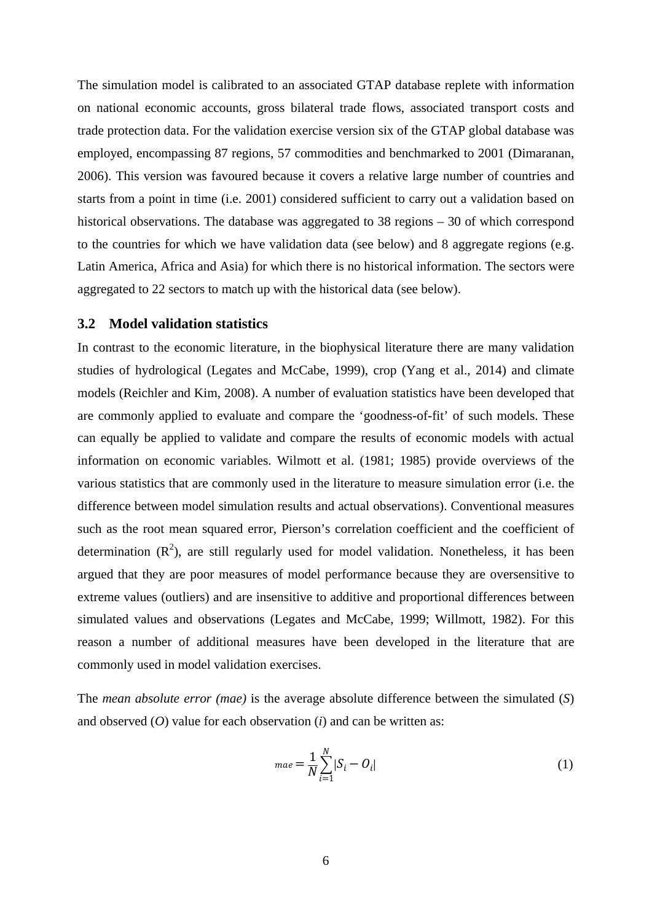The simulation model is calibrated to an associated GTAP database replete with information on national economic accounts, gross bilateral trade flows, associated transport costs and trade protection data. For the validation exercise version six of the GTAP global database was employed, encompassing 87 regions, 57 commodities and benchmarked to 2001 (Dimaranan, 2006). This version was favoured because it covers a relative large number of countries and starts from a point in time (i.e. 2001) considered sufficient to carry out a validation based on historical observations. The database was aggregated to 38 regions – 30 of which correspond to the countries for which we have validation data (see below) and 8 aggregate regions (e.g. Latin America, Africa and Asia) for which there is no historical information. The sectors were aggregated to 22 sectors to match up with the historical data (see below).

### 3.2 Model validation statistics

In contrast to the economic literature, in the biophysical literature there are many validation studies of hydrological (Legates and McCabe, 1999), crop (Yang et al., 2014) and climate models (Reichler and Kim, 2008). A number of evaluation statistics have been developed that are commonly applied to evaluate and compare the 'goodness-of-fit' of such models. These can equally be applied to validate and compare the results of economic models with actual information on economic variables. Wilmott et al. (1981; 1985) provide overviews of the various statistics that are commonly used in the literature to measure simulation error (i.e. the difference between model simulation results and actual observations). Conventional measures such as the root mean squared error, Pierson's correlation coefficient and the coefficient of determination ($R^2$), are still regularly used for model validation. Nonetheless, it has been argued that they are poor measures of model performance because they are oversensitive to extreme values (outliers) and are insensitive to additive and proportional differences between simulated values and observations (Legates and McCabe, 1999; Willmott, 1982). For this reason a number of additional measures have been developed in the literature that are commonly used in model validation exercises.

The *mean absolute error (mae)* is the average absolute difference between the simulated (*S*) and observed (*O*) value for each observation (*i*) and can be written as:

$$mae = \frac{1}{N}\sum_{i=1}^{N}|S_i - O_i| \tag{1}$$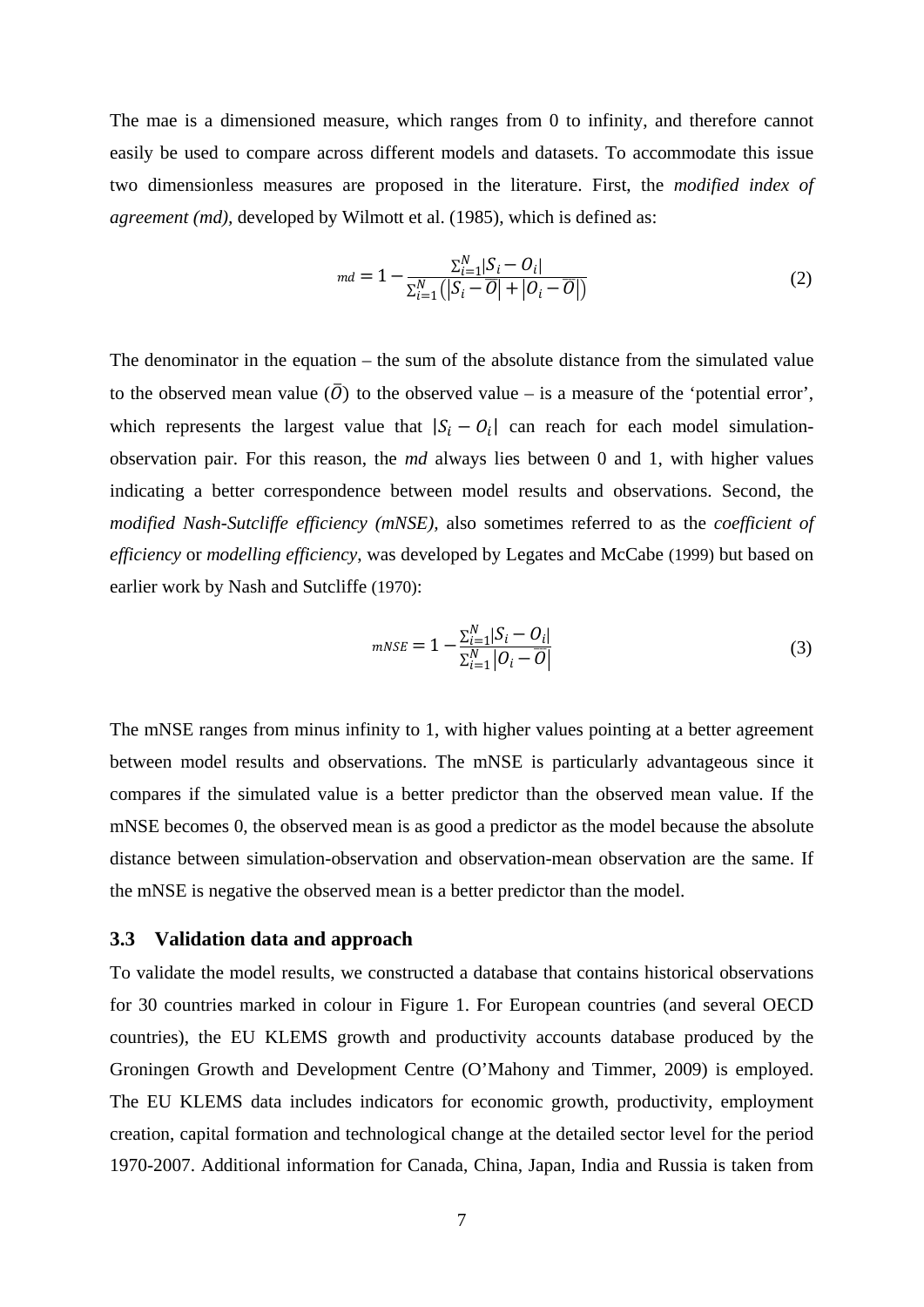The mae is a dimensioned measure, which ranges from 0 to infinity, and therefore cannot easily be used to compare across different models and datasets. To accommodate this issue two dimensionless measures are proposed in the literature. First, the *modified index of agreement (md)*, developed by Wilmott et al. (1985), which is defined as:

$$md = 1 - \frac{\sum_{i=1}^{N} |S_i - O_i|}{\sum_{i=1}^{N} \left( |S_i - \bar{O}| + |O_i - \bar{O}| \right)} \tag{2}$$

The denominator in the equation – the sum of the absolute distance from the simulated value to the observed mean value ($\bar{O}$) to the observed value – is a measure of the 'potential error', which represents the largest value that $|S_i - O_i|$ can reach for each model simulation-observation pair. For this reason, the *md* always lies between 0 and 1, with higher values indicating a better correspondence between model results and observations. Second, the *modified Nash-Sutcliffe efficiency (mNSE)*, also sometimes referred to as the *coefficient of efficiency* or *modelling efficiency*, was developed by Legates and McCabe (1999) but based on earlier work by Nash and Sutcliffe (1970):

$$mNSE = 1 - \frac{\sum_{i=1}^{N} |S_i - O_i|}{\sum_{i=1}^{N} |O_i - \bar{O}|} \tag{3}$$

The mNSE ranges from minus infinity to 1, with higher values pointing at a better agreement between model results and observations. The mNSE is particularly advantageous since it compares if the simulated value is a better predictor than the observed mean value. If the mNSE becomes 0, the observed mean is as good a predictor as the model because the absolute distance between simulation-observation and observation-mean observation are the same. If the mNSE is negative the observed mean is a better predictor than the model.

### 3.3 Validation data and approach

To validate the model results, we constructed a database that contains historical observations for 30 countries marked in colour in Figure 1. For European countries (and several OECD countries), the EU KLEMS growth and productivity accounts database produced by the Groningen Growth and Development Centre (O'Mahony and Timmer, 2009) is employed. The EU KLEMS data includes indicators for economic growth, productivity, employment creation, capital formation and technological change at the detailed sector level for the period 1970-2007. Additional information for Canada, China, Japan, India and Russia is taken from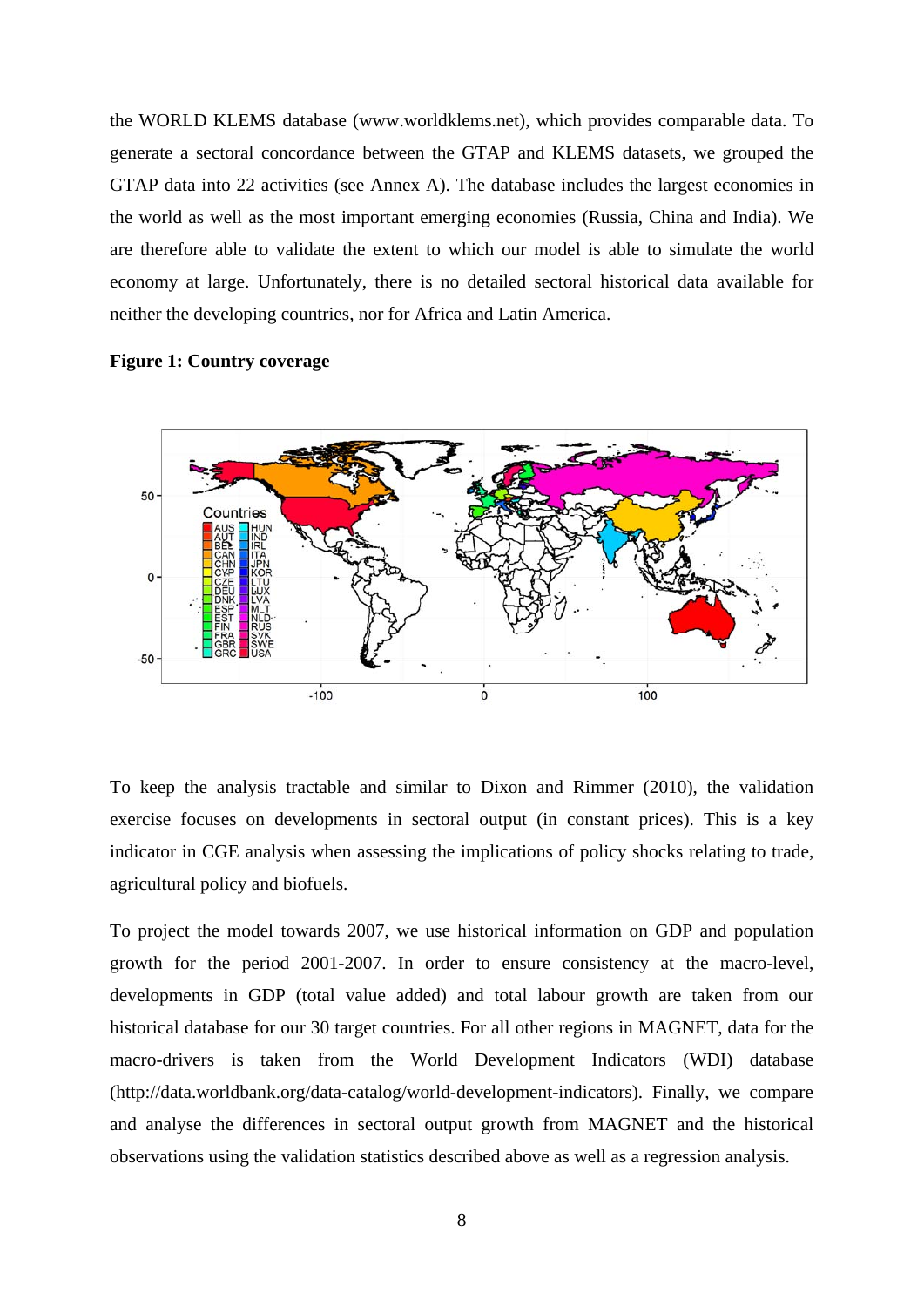the WORLD KLEMS database (www.worldklems.net), which provides comparable data. To generate a sectoral concordance between the GTAP and KLEMS datasets, we grouped the GTAP data into 22 activities (see Annex A). The database includes the largest economies in the world as well as the most important emerging economies (Russia, China and India). We are therefore able to validate the extent to which our model is able to simulate the world economy at large. Unfortunately, there is no detailed sectoral historical data available for neither the developing countries, nor for Africa and Latin America.

**Figure 1: Country coverage**

To keep the analysis tractable and similar to Dixon and Rimmer (2010), the validation exercise focuses on developments in sectoral output (in constant prices). This is a key indicator in CGE analysis when assessing the implications of policy shocks relating to trade, agricultural policy and biofuels.

To project the model towards 2007, we use historical information on GDP and population growth for the period 2001-2007. In order to ensure consistency at the macro-level, developments in GDP (total value added) and total labour growth are taken from our historical database for our 30 target countries. For all other regions in MAGNET, data for the macro-drivers is taken from the World Development Indicators (WDI) database (http://data.worldbank.org/data-catalog/world-development-indicators). Finally, we compare and analyse the differences in sectoral output growth from MAGNET and the historical observations using the validation statistics described above as well as a regression analysis.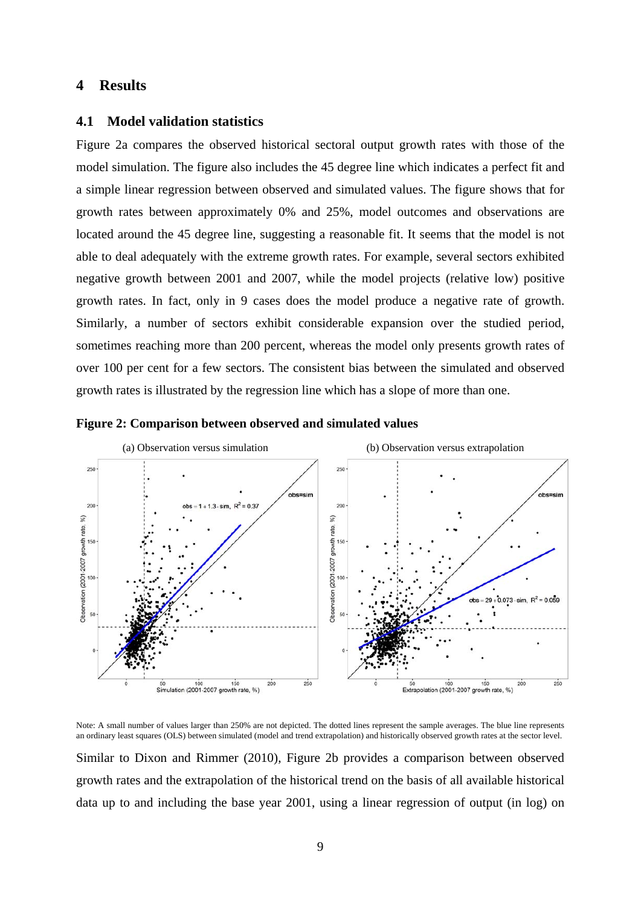## 4 Results

### 4.1 Model validation statistics

Figure 2a compares the observed historical sectoral output growth rates with those of the model simulation. The figure also includes the 45 degree line which indicates a perfect fit and a simple linear regression between observed and simulated values. The figure shows that for growth rates between approximately 0% and 25%, model outcomes and observations are located around the 45 degree line, suggesting a reasonable fit. It seems that the model is not able to deal adequately with the extreme growth rates. For example, several sectors exhibited negative growth between 2001 and 2007, while the model projects (relative low) positive growth rates. In fact, only in 9 cases does the model produce a negative rate of growth. Similarly, a number of sectors exhibit considerable expansion over the studied period, sometimes reaching more than 200 percent, whereas the model only presents growth rates of over 100 per cent for a few sectors. The consistent bias between the simulated and observed growth rates is illustrated by the regression line which has a slope of more than one.

**Figure 2: Comparison between observed and simulated values**

(a) Observation versus simulation — obs = 1 + 1.3 · sim, $R^2 = 0.37$

(b) Observation versus extrapolation — obs = 29 + 0.073 · sim, $R^2 = 0.059$

Note: A small number of values larger than 250% are not depicted. The dotted lines represent the sample averages. The blue line represents an ordinary least squares (OLS) between simulated (model and trend extrapolation) and historically observed growth rates at the sector level.

Similar to Dixon and Rimmer (2010), Figure 2b provides a comparison between observed growth rates and the extrapolation of the historical trend on the basis of all available historical data up to and including the base year 2001, using a linear regression of output (in log) on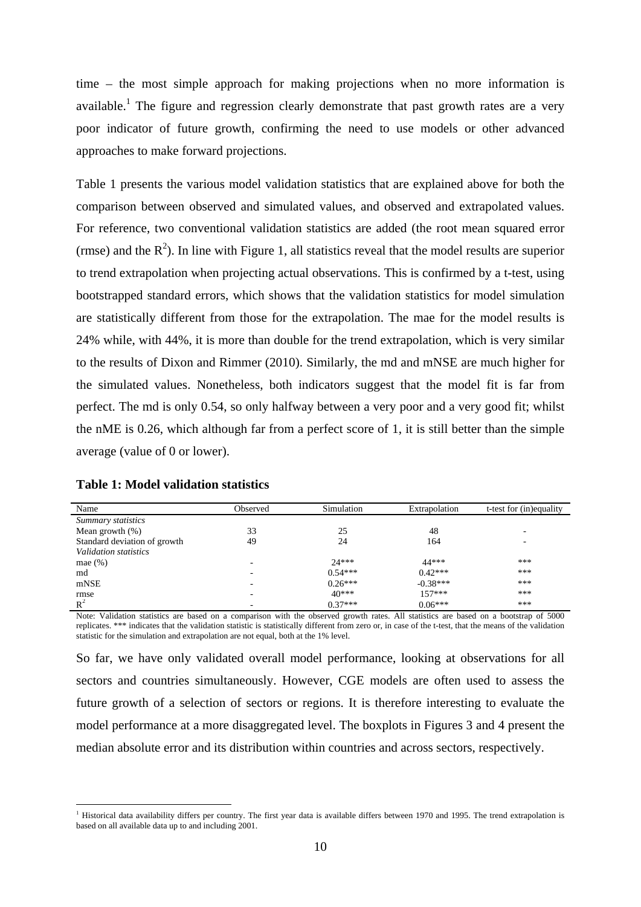time – the most simple approach for making projections when no more information is available.[1] The figure and regression clearly demonstrate that past growth rates are a very poor indicator of future growth, confirming the need to use models or other advanced approaches to make forward projections.

Table 1 presents the various model validation statistics that are explained above for both the comparison between observed and simulated values, and observed and extrapolated values. For reference, two conventional validation statistics are added (the root mean squared error (rmse) and the $R^2$). In line with Figure 1, all statistics reveal that the model results are superior to trend extrapolation when projecting actual observations. This is confirmed by a t-test, using bootstrapped standard errors, which shows that the validation statistics for model simulation are statistically different from those for the extrapolation. The mae for the model results is 24% while, with 44%, it is more than double for the trend extrapolation, which is very similar to the results of Dixon and Rimmer (2010). Similarly, the md and mNSE are much higher for the simulated values. Nonetheless, both indicators suggest that the model fit is far from perfect. The md is only 0.54, so only halfway between a very poor and a very good fit; whilst the nME is 0.26, which although far from a perfect score of 1, it is still better than the simple average (value of 0 or lower).

**Table 1: Model validation statistics**

| Name | Observed | Simulation | Extrapolation | t-test for (in)equality |
|---|---|---|---|---|
| *Summary statistics* | | | | |
| Mean growth (%) | 33 | 25 | 48 | - |
| Standard deviation of growth | 49 | 24 | 164 | - |
| *Validation statistics* | | | | |
| mae (%) | - | 24*** | 44*** | *** |
| md | - | 0.54*** | 0.42*** | *** |
| mNSE | - | 0.26*** | -0.38*** | *** |
| rmse | - | 40*** | 157*** | *** |
| $R^2$ | - | 0.37*** | 0.06*** | *** |

Note: Validation statistics are based on a comparison with the observed growth rates. All statistics are based on a bootstrap of 5000 replicates. *** indicates that the validation statistic is statistically different from zero or, in case of the t-test, that the means of the validation statistic for the simulation and extrapolation are not equal, both at the 1% level.

So far, we have only validated overall model performance, looking at observations for all sectors and countries simultaneously. However, CGE models are often used to assess the future growth of a selection of sectors or regions. It is therefore interesting to evaluate the model performance at a more disaggregated level. The boxplots in Figures 3 and 4 present the median absolute error and its distribution within countries and across sectors, respectively.

[1] Historical data availability differs per country. The first year data is available differs between 1970 and 1995. The trend extrapolation is based on all available data up to and including 2001.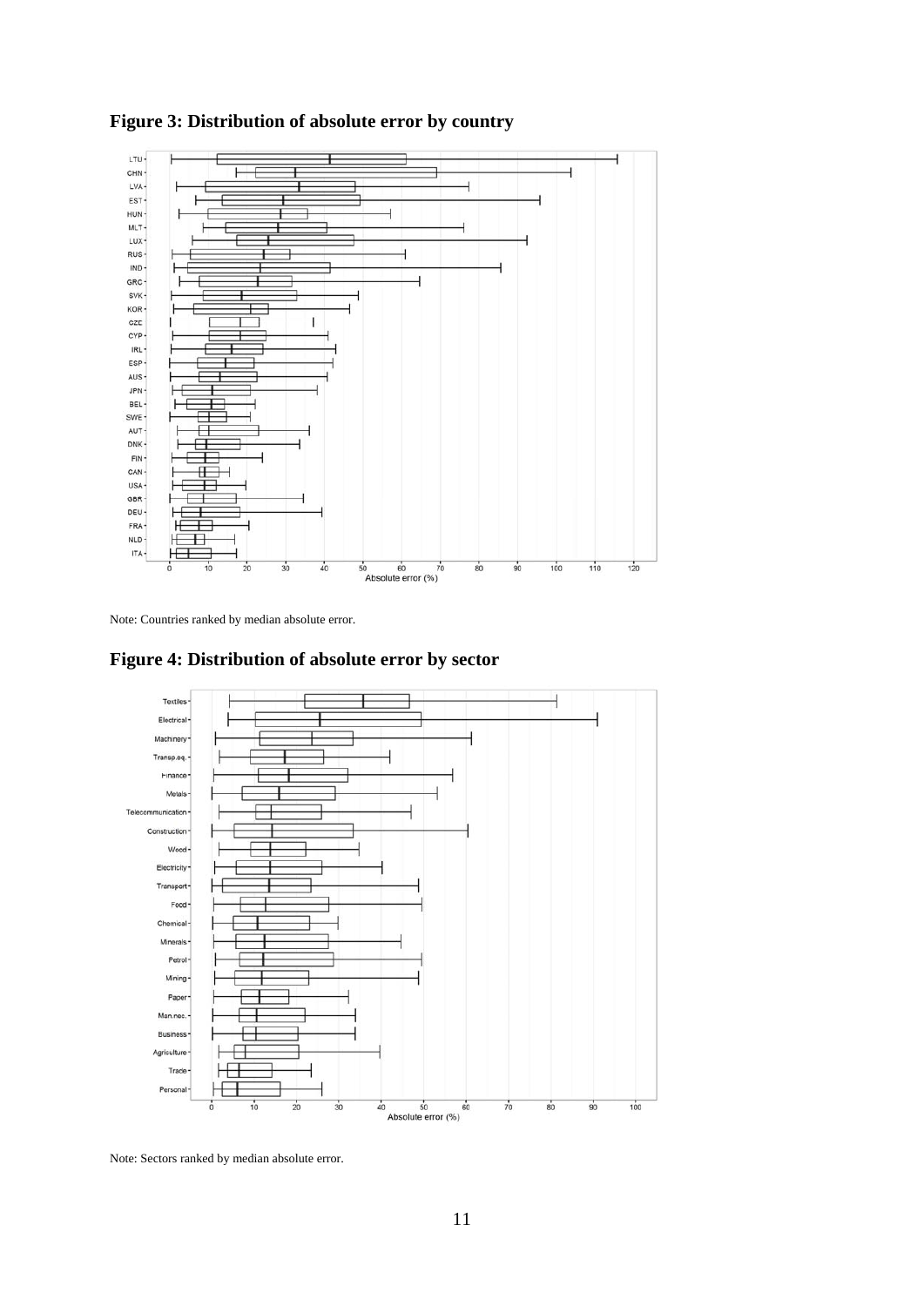## Figure 3: Distribution of absolute error by country

Note: Countries ranked by median absolute error.

## Figure 4: Distribution of absolute error by sector

Note: Sectors ranked by median absolute error.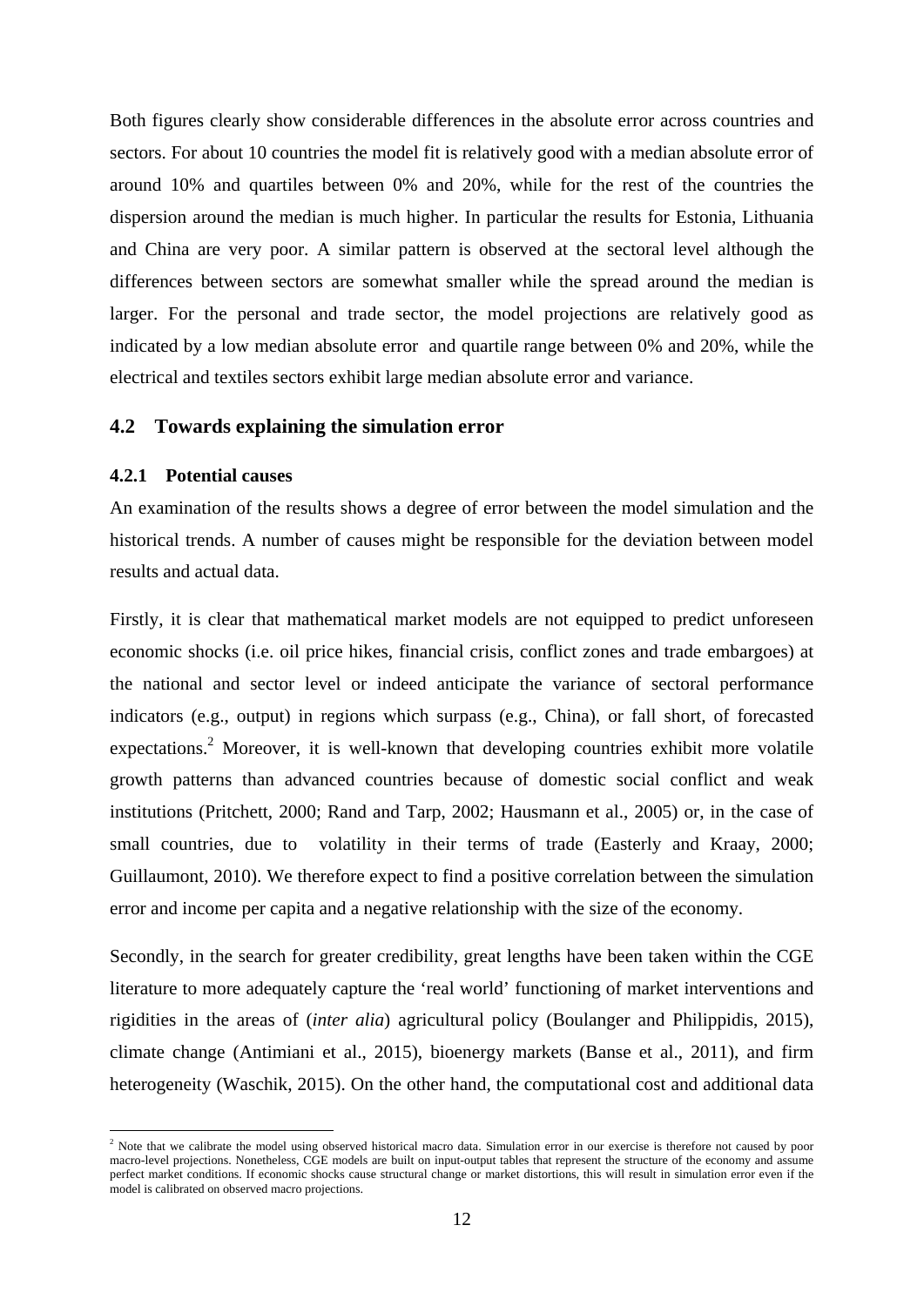Both figures clearly show considerable differences in the absolute error across countries and sectors. For about 10 countries the model fit is relatively good with a median absolute error of around 10% and quartiles between 0% and 20%, while for the rest of the countries the dispersion around the median is much higher. In particular the results for Estonia, Lithuania and China are very poor. A similar pattern is observed at the sectoral level although the differences between sectors are somewhat smaller while the spread around the median is larger. For the personal and trade sector, the model projections are relatively good as indicated by a low median absolute error and quartile range between 0% and 20%, while the electrical and textiles sectors exhibit large median absolute error and variance.

## 4.2 Towards explaining the simulation error

### 4.2.1 Potential causes

An examination of the results shows a degree of error between the model simulation and the historical trends. A number of causes might be responsible for the deviation between model results and actual data.

Firstly, it is clear that mathematical market models are not equipped to predict unforeseen economic shocks (i.e. oil price hikes, financial crisis, conflict zones and trade embargoes) at the national and sector level or indeed anticipate the variance of sectoral performance indicators (e.g., output) in regions which surpass (e.g., China), or fall short, of forecasted expectations.[2] Moreover, it is well-known that developing countries exhibit more volatile growth patterns than advanced countries because of domestic social conflict and weak institutions (Pritchett, 2000; Rand and Tarp, 2002; Hausmann et al., 2005) or, in the case of small countries, due to volatility in their terms of trade (Easterly and Kraay, 2000; Guillaumont, 2010). We therefore expect to find a positive correlation between the simulation error and income per capita and a negative relationship with the size of the economy.

Secondly, in the search for greater credibility, great lengths have been taken within the CGE literature to more adequately capture the 'real world' functioning of market interventions and rigidities in the areas of (*inter alia*) agricultural policy (Boulanger and Philippidis, 2015), climate change (Antimiani et al., 2015), bioenergy markets (Banse et al., 2011), and firm heterogeneity (Waschik, 2015). On the other hand, the computational cost and additional data

[2] Note that we calibrate the model using observed historical macro data. Simulation error in our exercise is therefore not caused by poor macro-level projections. Nonetheless, CGE models are built on input-output tables that represent the structure of the economy and assume perfect market conditions. If economic shocks cause structural change or market distortions, this will result in simulation error even if the model is calibrated on observed macro projections.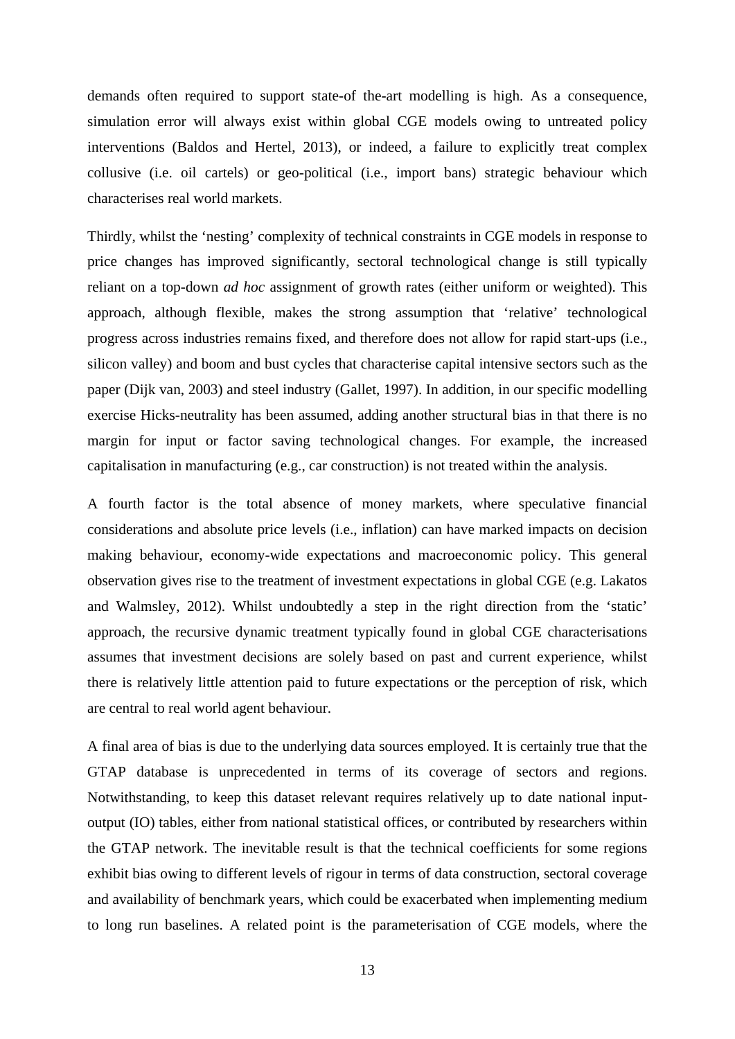demands often required to support state-of the-art modelling is high. As a consequence, simulation error will always exist within global CGE models owing to untreated policy interventions (Baldos and Hertel, 2013), or indeed, a failure to explicitly treat complex collusive (i.e. oil cartels) or geo-political (i.e., import bans) strategic behaviour which characterises real world markets.

Thirdly, whilst the 'nesting' complexity of technical constraints in CGE models in response to price changes has improved significantly, sectoral technological change is still typically reliant on a top-down *ad hoc* assignment of growth rates (either uniform or weighted). This approach, although flexible, makes the strong assumption that 'relative' technological progress across industries remains fixed, and therefore does not allow for rapid start-ups (i.e., silicon valley) and boom and bust cycles that characterise capital intensive sectors such as the paper (Dijk van, 2003) and steel industry (Gallet, 1997). In addition, in our specific modelling exercise Hicks-neutrality has been assumed, adding another structural bias in that there is no margin for input or factor saving technological changes. For example, the increased capitalisation in manufacturing (e.g., car construction) is not treated within the analysis.

A fourth factor is the total absence of money markets, where speculative financial considerations and absolute price levels (i.e., inflation) can have marked impacts on decision making behaviour, economy-wide expectations and macroeconomic policy. This general observation gives rise to the treatment of investment expectations in global CGE (e.g. Lakatos and Walmsley, 2012). Whilst undoubtedly a step in the right direction from the 'static' approach, the recursive dynamic treatment typically found in global CGE characterisations assumes that investment decisions are solely based on past and current experience, whilst there is relatively little attention paid to future expectations or the perception of risk, which are central to real world agent behaviour.

A final area of bias is due to the underlying data sources employed. It is certainly true that the GTAP database is unprecedented in terms of its coverage of sectors and regions. Notwithstanding, to keep this dataset relevant requires relatively up to date national input-output (IO) tables, either from national statistical offices, or contributed by researchers within the GTAP network. The inevitable result is that the technical coefficients for some regions exhibit bias owing to different levels of rigour in terms of data construction, sectoral coverage and availability of benchmark years, which could be exacerbated when implementing medium to long run baselines. A related point is the parameterisation of CGE models, where the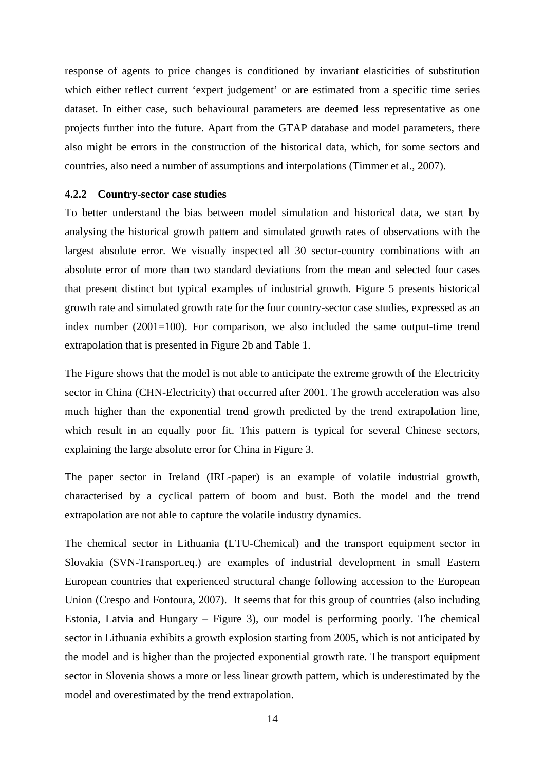response of agents to price changes is conditioned by invariant elasticities of substitution which either reflect current 'expert judgement' or are estimated from a specific time series dataset. In either case, such behavioural parameters are deemed less representative as one projects further into the future. Apart from the GTAP database and model parameters, there also might be errors in the construction of the historical data, which, for some sectors and countries, also need a number of assumptions and interpolations (Timmer et al., 2007).

### 4.2.2 Country-sector case studies

To better understand the bias between model simulation and historical data, we start by analysing the historical growth pattern and simulated growth rates of observations with the largest absolute error. We visually inspected all 30 sector-country combinations with an absolute error of more than two standard deviations from the mean and selected four cases that present distinct but typical examples of industrial growth. Figure 5 presents historical growth rate and simulated growth rate for the four country-sector case studies, expressed as an index number (2001=100). For comparison, we also included the same output-time trend extrapolation that is presented in Figure 2b and Table 1.

The Figure shows that the model is not able to anticipate the extreme growth of the Electricity sector in China (CHN-Electricity) that occurred after 2001. The growth acceleration was also much higher than the exponential trend growth predicted by the trend extrapolation line, which result in an equally poor fit. This pattern is typical for several Chinese sectors, explaining the large absolute error for China in Figure 3.

The paper sector in Ireland (IRL-paper) is an example of volatile industrial growth, characterised by a cyclical pattern of boom and bust. Both the model and the trend extrapolation are not able to capture the volatile industry dynamics.

The chemical sector in Lithuania (LTU-Chemical) and the transport equipment sector in Slovakia (SVN-Transport.eq.) are examples of industrial development in small Eastern European countries that experienced structural change following accession to the European Union (Crespo and Fontoura, 2007). It seems that for this group of countries (also including Estonia, Latvia and Hungary – Figure 3), our model is performing poorly. The chemical sector in Lithuania exhibits a growth explosion starting from 2005, which is not anticipated by the model and is higher than the projected exponential growth rate. The transport equipment sector in Slovenia shows a more or less linear growth pattern, which is underestimated by the model and overestimated by the trend extrapolation.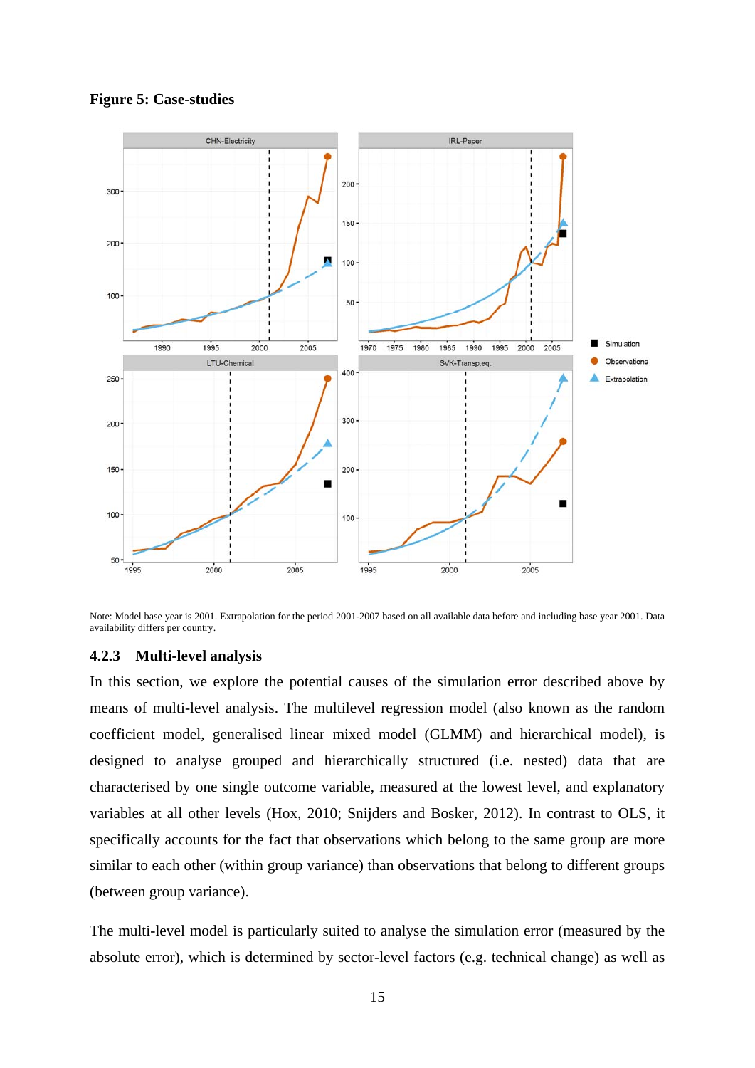**Figure 5: Case-studies**

Note: Model base year is 2001. Extrapolation for the period 2001-2007 based on all available data before and including base year 2001. Data availability differs per country.

#### 4.2.3 Multi-level analysis

In this section, we explore the potential causes of the simulation error described above by means of multi-level analysis. The multilevel regression model (also known as the random coefficient model, generalised linear mixed model (GLMM) and hierarchical model), is designed to analyse grouped and hierarchically structured (i.e. nested) data that are characterised by one single outcome variable, measured at the lowest level, and explanatory variables at all other levels (Hox, 2010; Snijders and Bosker, 2012). In contrast to OLS, it specifically accounts for the fact that observations which belong to the same group are more similar to each other (within group variance) than observations that belong to different groups (between group variance).

The multi-level model is particularly suited to analyse the simulation error (measured by the absolute error), which is determined by sector-level factors (e.g. technical change) as well as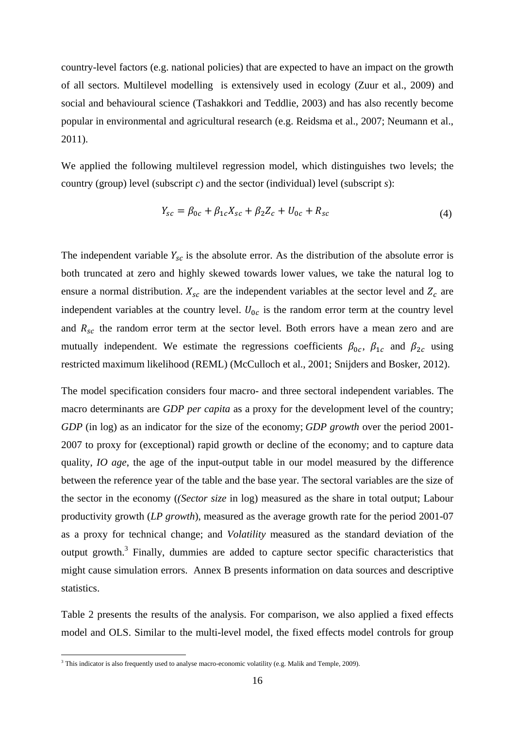country-level factors (e.g. national policies) that are expected to have an impact on the growth of all sectors. Multilevel modelling is extensively used in ecology (Zuur et al., 2009) and social and behavioural science (Tashakkori and Teddlie, 2003) and has also recently become popular in environmental and agricultural research (e.g. Reidsma et al., 2007; Neumann et al., 2011).

We applied the following multilevel regression model, which distinguishes two levels; the country (group) level (subscript *c*) and the sector (individual) level (subscript *s*):

$$Y_{sc} = \beta_{0c} + \beta_{1c}X_{sc} + \beta_2 Z_c + U_{0c} + R_{sc} \tag{4}$$

The independent variable $Y_{sc}$ is the absolute error. As the distribution of the absolute error is both truncated at zero and highly skewed towards lower values, we take the natural log to ensure a normal distribution. $X_{sc}$ are the independent variables at the sector level and $Z_c$ are independent variables at the country level. $U_{0c}$ is the random error term at the country level and $R_{sc}$ the random error term at the sector level. Both errors have a mean zero and are mutually independent. We estimate the regressions coefficients $\beta_{0c}$, $\beta_{1c}$ and $\beta_{2c}$ using restricted maximum likelihood (REML) (McCulloch et al., 2001; Snijders and Bosker, 2012).

The model specification considers four macro- and three sectoral independent variables. The macro determinants are *GDP per capita* as a proxy for the development level of the country; *GDP* (in log) as an indicator for the size of the economy; *GDP growth* over the period 2001-2007 to proxy for (exceptional) rapid growth or decline of the economy; and to capture data quality, *IO age*, the age of the input-output table in our model measured by the difference between the reference year of the table and the base year. The sectoral variables are the size of the sector in the economy (*(Sector size* in log) measured as the share in total output; Labour productivity growth (*LP growth*), measured as the average growth rate for the period 2001-07 as a proxy for technical change; and *Volatility* measured as the standard deviation of the output growth.[3] Finally, dummies are added to capture sector specific characteristics that might cause simulation errors. Annex B presents information on data sources and descriptive statistics.

Table 2 presents the results of the analysis. For comparison, we also applied a fixed effects model and OLS. Similar to the multi-level model, the fixed effects model controls for group

[3] This indicator is also frequently used to analyse macro-economic volatility (e.g. Malik and Temple, 2009).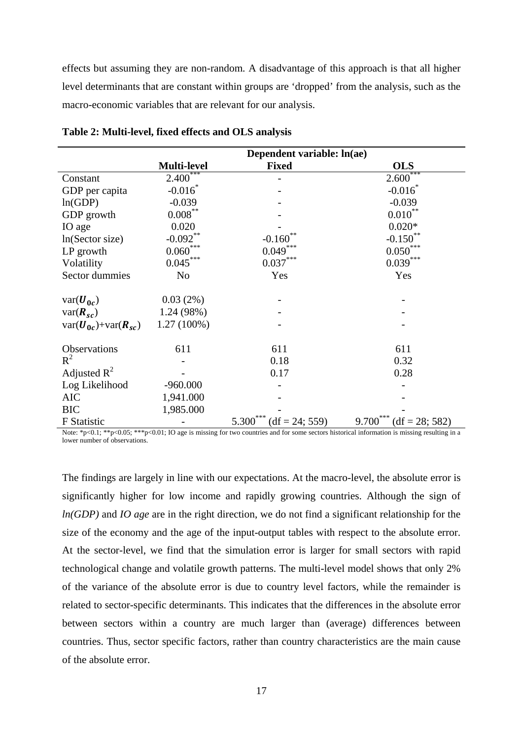effects but assuming they are non-random. A disadvantage of this approach is that all higher level determinants that are constant within groups are 'dropped' from the analysis, such as the macro-economic variables that are relevant for our analysis.

**Table 2: Multi-level, fixed effects and OLS analysis**

| | Dependent variable: ln(ae) | | |
|---|---|---|---|
| | **Multi-level** | **Fixed** | **OLS** |
| Constant | $2.400^{***}$ | - | $2.600^{***}$ |
| GDP per capita | $-0.016^{*}$ | - | $-0.016^{*}$ |
| ln(GDP) | -0.039 | - | -0.039 |
| GDP growth | $0.008^{**}$ | - | $0.010^{**}$ |
| IO age | 0.020 | - | 0.020* |
| ln(Sector size) | $-0.092^{**}$ | $-0.160^{**}$ | $-0.150^{**}$ |
| LP growth | $0.060^{***}$ | $0.049^{***}$ | $0.050^{***}$ |
| Volatility | $0.045^{***}$ | $0.037^{***}$ | $0.039^{***}$ |
| Sector dummies | No | Yes | Yes |
| $\text{var}(\boldsymbol{U_{0c}})$ | 0.03 (2%) | - | - |
| $\text{var}(\boldsymbol{R_{sc}})$ | 1.24 (98%) | - | - |
| $\text{var}(\boldsymbol{U_{0c}})+\text{var}(\boldsymbol{R_{sc}})$ | 1.27 (100%) | - | - |
| Observations | 611 | 611 | 611 |
| $R^2$ | - | 0.18 | 0.32 |
| Adjusted $R^2$ | - | 0.17 | 0.28 |
| Log Likelihood | -960.000 | - | - |
| AIC | 1,941.000 | - | - |
| BIC | 1,985.000 | - | - |
| F Statistic | - | $5.300^{***}$ (df = 24; 559) | $9.700^{***}$ (df = 28; 582) |

Note: *p<0.1; **p<0.05; ***p<0.01; IO age is missing for two countries and for some sectors historical information is missing resulting in a lower number of observations.

The findings are largely in line with our expectations. At the macro-level, the absolute error is significantly higher for low income and rapidly growing countries. Although the sign of *ln(GDP)* and *IO age* are in the right direction, we do not find a significant relationship for the size of the economy and the age of the input-output tables with respect to the absolute error. At the sector-level, we find that the simulation error is larger for small sectors with rapid technological change and volatile growth patterns. The multi-level model shows that only 2% of the variance of the absolute error is due to country level factors, while the remainder is related to sector-specific determinants. This indicates that the differences in the absolute error between sectors within a country are much larger than (average) differences between countries. Thus, sector specific factors, rather than country characteristics are the main cause of the absolute error.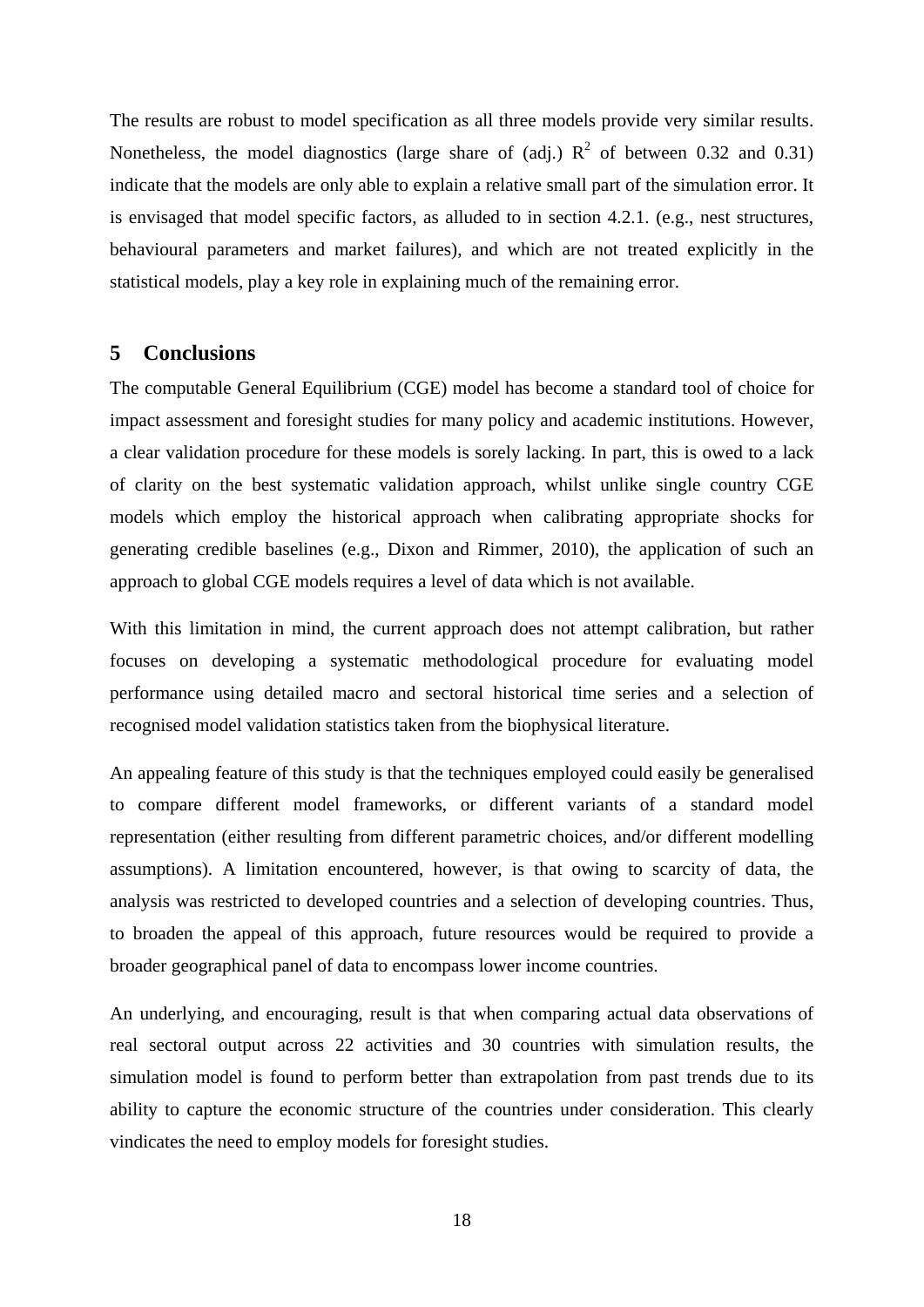The results are robust to model specification as all three models provide very similar results. Nonetheless, the model diagnostics (large share of (adj.) $R^2$ of between 0.32 and 0.31) indicate that the models are only able to explain a relative small part of the simulation error. It is envisaged that model specific factors, as alluded to in section 4.2.1. (e.g., nest structures, behavioural parameters and market failures), and which are not treated explicitly in the statistical models, play a key role in explaining much of the remaining error.

## 5 Conclusions

The computable General Equilibrium (CGE) model has become a standard tool of choice for impact assessment and foresight studies for many policy and academic institutions. However, a clear validation procedure for these models is sorely lacking. In part, this is owed to a lack of clarity on the best systematic validation approach, whilst unlike single country CGE models which employ the historical approach when calibrating appropriate shocks for generating credible baselines (e.g., Dixon and Rimmer, 2010), the application of such an approach to global CGE models requires a level of data which is not available.

With this limitation in mind, the current approach does not attempt calibration, but rather focuses on developing a systematic methodological procedure for evaluating model performance using detailed macro and sectoral historical time series and a selection of recognised model validation statistics taken from the biophysical literature.

An appealing feature of this study is that the techniques employed could easily be generalised to compare different model frameworks, or different variants of a standard model representation (either resulting from different parametric choices, and/or different modelling assumptions). A limitation encountered, however, is that owing to scarcity of data, the analysis was restricted to developed countries and a selection of developing countries. Thus, to broaden the appeal of this approach, future resources would be required to provide a broader geographical panel of data to encompass lower income countries.

An underlying, and encouraging, result is that when comparing actual data observations of real sectoral output across 22 activities and 30 countries with simulation results, the simulation model is found to perform better than extrapolation from past trends due to its ability to capture the economic structure of the countries under consideration. This clearly vindicates the need to employ models for foresight studies.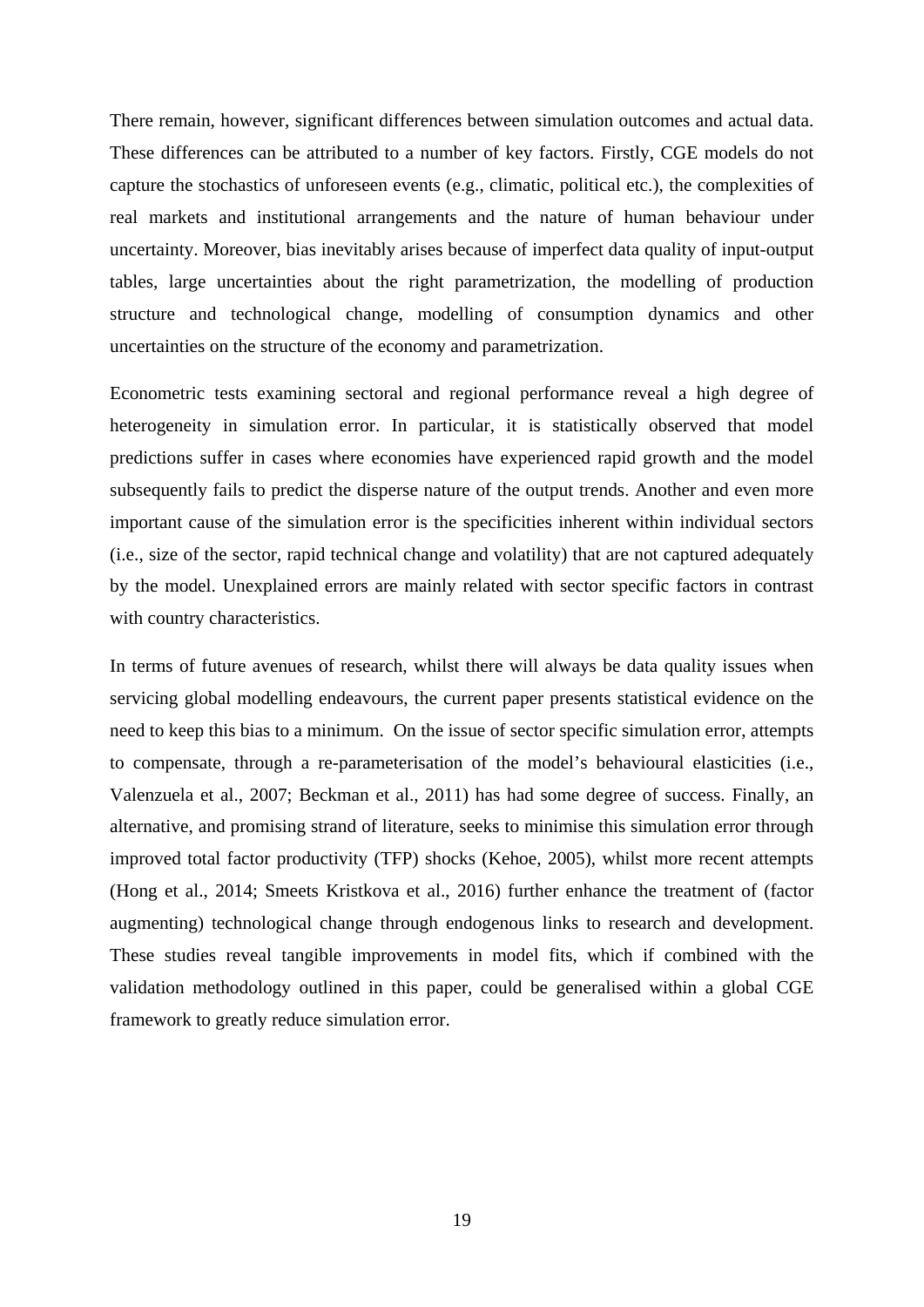There remain, however, significant differences between simulation outcomes and actual data. These differences can be attributed to a number of key factors. Firstly, CGE models do not capture the stochastics of unforeseen events (e.g., climatic, political etc.), the complexities of real markets and institutional arrangements and the nature of human behaviour under uncertainty. Moreover, bias inevitably arises because of imperfect data quality of input-output tables, large uncertainties about the right parametrization, the modelling of production structure and technological change, modelling of consumption dynamics and other uncertainties on the structure of the economy and parametrization.

Econometric tests examining sectoral and regional performance reveal a high degree of heterogeneity in simulation error. In particular, it is statistically observed that model predictions suffer in cases where economies have experienced rapid growth and the model subsequently fails to predict the disperse nature of the output trends. Another and even more important cause of the simulation error is the specificities inherent within individual sectors (i.e., size of the sector, rapid technical change and volatility) that are not captured adequately by the model. Unexplained errors are mainly related with sector specific factors in contrast with country characteristics.

In terms of future avenues of research, whilst there will always be data quality issues when servicing global modelling endeavours, the current paper presents statistical evidence on the need to keep this bias to a minimum. On the issue of sector specific simulation error, attempts to compensate, through a re-parameterisation of the model's behavioural elasticities (i.e., Valenzuela et al., 2007; Beckman et al., 2011) has had some degree of success. Finally, an alternative, and promising strand of literature, seeks to minimise this simulation error through improved total factor productivity (TFP) shocks (Kehoe, 2005), whilst more recent attempts (Hong et al., 2014; Smeets Kristkova et al., 2016) further enhance the treatment of (factor augmenting) technological change through endogenous links to research and development. These studies reveal tangible improvements in model fits, which if combined with the validation methodology outlined in this paper, could be generalised within a global CGE framework to greatly reduce simulation error.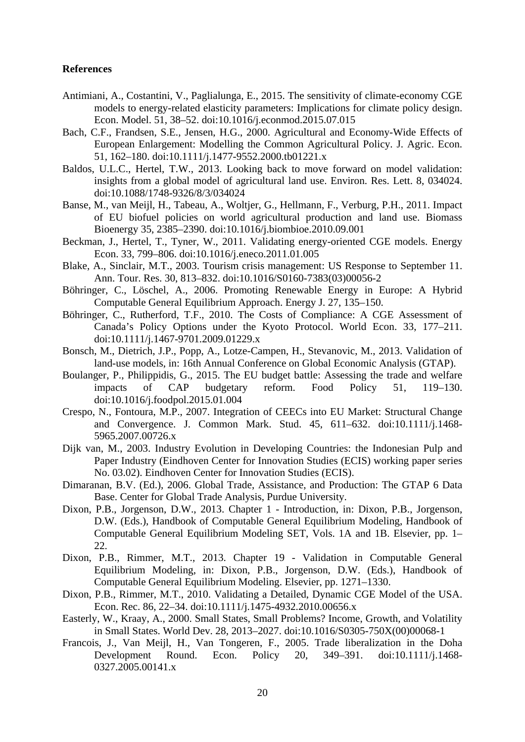**References**

Antimiani, A., Costantini, V., Paglialunga, E., 2015. The sensitivity of climate-economy CGE models to energy-related elasticity parameters: Implications for climate policy design. Econ. Model. 51, 38–52. doi:10.1016/j.econmod.2015.07.015

Bach, C.F., Frandsen, S.E., Jensen, H.G., 2000. Agricultural and Economy-Wide Effects of European Enlargement: Modelling the Common Agricultural Policy. J. Agric. Econ. 51, 162–180. doi:10.1111/j.1477-9552.2000.tb01221.x

Baldos, U.L.C., Hertel, T.W., 2013. Looking back to move forward on model validation: insights from a global model of agricultural land use. Environ. Res. Lett. 8, 034024. doi:10.1088/1748-9326/8/3/034024

Banse, M., van Meijl, H., Tabeau, A., Woltjer, G., Hellmann, F., Verburg, P.H., 2011. Impact of EU biofuel policies on world agricultural production and land use. Biomass Bioenergy 35, 2385–2390. doi:10.1016/j.biombioe.2010.09.001

Beckman, J., Hertel, T., Tyner, W., 2011. Validating energy-oriented CGE models. Energy Econ. 33, 799–806. doi:10.1016/j.eneco.2011.01.005

Blake, A., Sinclair, M.T., 2003. Tourism crisis management: US Response to September 11. Ann. Tour. Res. 30, 813–832. doi:10.1016/S0160-7383(03)00056-2

Böhringer, C., Löschel, A., 2006. Promoting Renewable Energy in Europe: A Hybrid Computable General Equilibrium Approach. Energy J. 27, 135–150.

Böhringer, C., Rutherford, T.F., 2010. The Costs of Compliance: A CGE Assessment of Canada's Policy Options under the Kyoto Protocol. World Econ. 33, 177–211. doi:10.1111/j.1467-9701.2009.01229.x

Bonsch, M., Dietrich, J.P., Popp, A., Lotze-Campen, H., Stevanovic, M., 2013. Validation of land-use models, in: 16th Annual Conference on Global Economic Analysis (GTAP).

Boulanger, P., Philippidis, G., 2015. The EU budget battle: Assessing the trade and welfare impacts of CAP budgetary reform. Food Policy 51, 119–130. doi:10.1016/j.foodpol.2015.01.004

Crespo, N., Fontoura, M.P., 2007. Integration of CEECs into EU Market: Structural Change and Convergence. J. Common Mark. Stud. 45, 611–632. doi:10.1111/j.1468-5965.2007.00726.x

Dijk van, M., 2003. Industry Evolution in Developing Countries: the Indonesian Pulp and Paper Industry (Eindhoven Center for Innovation Studies (ECIS) working paper series No. 03.02). Eindhoven Center for Innovation Studies (ECIS).

Dimaranan, B.V. (Ed.), 2006. Global Trade, Assistance, and Production: The GTAP 6 Data Base. Center for Global Trade Analysis, Purdue University.

Dixon, P.B., Jorgenson, D.W., 2013. Chapter 1 - Introduction, in: Dixon, P.B., Jorgenson, D.W. (Eds.), Handbook of Computable General Equilibrium Modeling, Handbook of Computable General Equilibrium Modeling SET, Vols. 1A and 1B. Elsevier, pp. 1–22.

Dixon, P.B., Rimmer, M.T., 2013. Chapter 19 - Validation in Computable General Equilibrium Modeling, in: Dixon, P.B., Jorgenson, D.W. (Eds.), Handbook of Computable General Equilibrium Modeling. Elsevier, pp. 1271–1330.

Dixon, P.B., Rimmer, M.T., 2010. Validating a Detailed, Dynamic CGE Model of the USA. Econ. Rec. 86, 22–34. doi:10.1111/j.1475-4932.2010.00656.x

Easterly, W., Kraay, A., 2000. Small States, Small Problems? Income, Growth, and Volatility in Small States. World Dev. 28, 2013–2027. doi:10.1016/S0305-750X(00)00068-1

Francois, J., Van Meijl, H., Van Tongeren, F., 2005. Trade liberalization in the Doha Development Round. Econ. Policy 20, 349–391. doi:10.1111/j.1468-0327.2005.00141.x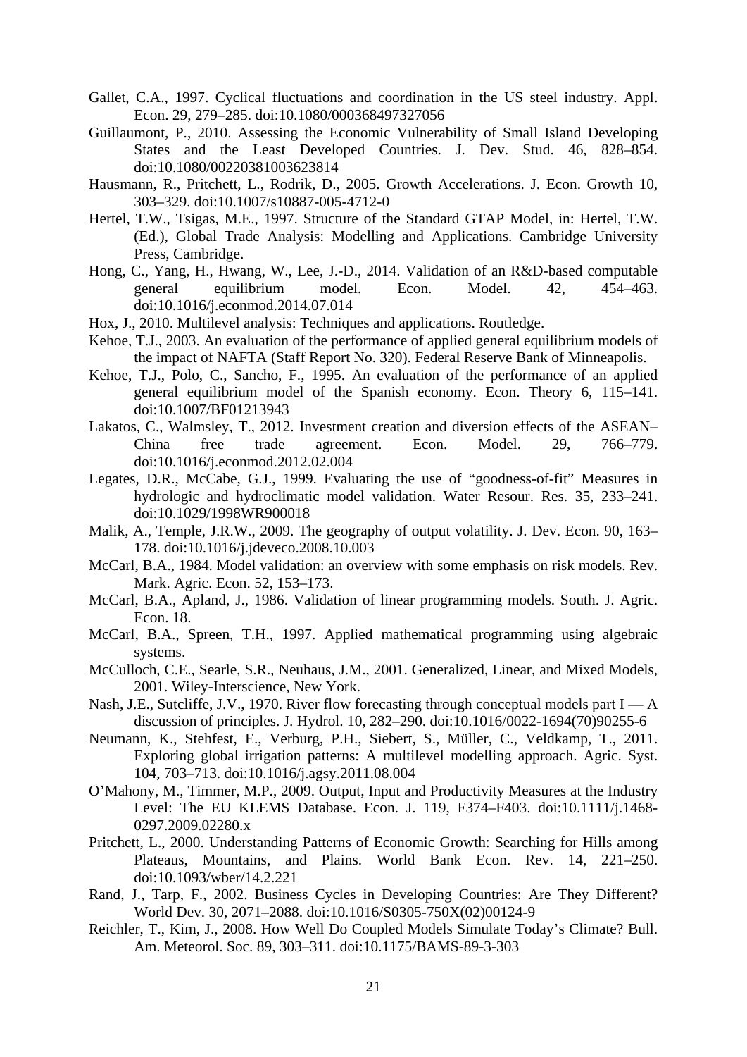Gallet, C.A., 1997. Cyclical fluctuations and coordination in the US steel industry. Appl. Econ. 29, 279–285. doi:10.1080/000368497327056

Guillaumont, P., 2010. Assessing the Economic Vulnerability of Small Island Developing States and the Least Developed Countries. J. Dev. Stud. 46, 828–854. doi:10.1080/00220381003623814

Hausmann, R., Pritchett, L., Rodrik, D., 2005. Growth Accelerations. J. Econ. Growth 10, 303–329. doi:10.1007/s10887-005-4712-0

Hertel, T.W., Tsigas, M.E., 1997. Structure of the Standard GTAP Model, in: Hertel, T.W. (Ed.), Global Trade Analysis: Modelling and Applications. Cambridge University Press, Cambridge.

Hong, C., Yang, H., Hwang, W., Lee, J.-D., 2014. Validation of an R&D-based computable general equilibrium model. Econ. Model. 42, 454–463. doi:10.1016/j.econmod.2014.07.014

Hox, J., 2010. Multilevel analysis: Techniques and applications. Routledge.

Kehoe, T.J., 2003. An evaluation of the performance of applied general equilibrium models of the impact of NAFTA (Staff Report No. 320). Federal Reserve Bank of Minneapolis.

Kehoe, T.J., Polo, C., Sancho, F., 1995. An evaluation of the performance of an applied general equilibrium model of the Spanish economy. Econ. Theory 6, 115–141. doi:10.1007/BF01213943

Lakatos, C., Walmsley, T., 2012. Investment creation and diversion effects of the ASEAN–China free trade agreement. Econ. Model. 29, 766–779. doi:10.1016/j.econmod.2012.02.004

Legates, D.R., McCabe, G.J., 1999. Evaluating the use of "goodness-of-fit" Measures in hydrologic and hydroclimatic model validation. Water Resour. Res. 35, 233–241. doi:10.1029/1998WR900018

Malik, A., Temple, J.R.W., 2009. The geography of output volatility. J. Dev. Econ. 90, 163–178. doi:10.1016/j.jdeveco.2008.10.003

McCarl, B.A., 1984. Model validation: an overview with some emphasis on risk models. Rev. Mark. Agric. Econ. 52, 153–173.

McCarl, B.A., Apland, J., 1986. Validation of linear programming models. South. J. Agric. Econ. 18.

McCarl, B.A., Spreen, T.H., 1997. Applied mathematical programming using algebraic systems.

McCulloch, C.E., Searle, S.R., Neuhaus, J.M., 2001. Generalized, Linear, and Mixed Models, 2001. Wiley-Interscience, New York.

Nash, J.E., Sutcliffe, J.V., 1970. River flow forecasting through conceptual models part I — A discussion of principles. J. Hydrol. 10, 282–290. doi:10.1016/0022-1694(70)90255-6

Neumann, K., Stehfest, E., Verburg, P.H., Siebert, S., Müller, C., Veldkamp, T., 2011. Exploring global irrigation patterns: A multilevel modelling approach. Agric. Syst. 104, 703–713. doi:10.1016/j.agsy.2011.08.004

O'Mahony, M., Timmer, M.P., 2009. Output, Input and Productivity Measures at the Industry Level: The EU KLEMS Database. Econ. J. 119, F374–F403. doi:10.1111/j.1468-0297.2009.02280.x

Pritchett, L., 2000. Understanding Patterns of Economic Growth: Searching for Hills among Plateaus, Mountains, and Plains. World Bank Econ. Rev. 14, 221–250. doi:10.1093/wber/14.2.221

Rand, J., Tarp, F., 2002. Business Cycles in Developing Countries: Are They Different? World Dev. 30, 2071–2088. doi:10.1016/S0305-750X(02)00124-9

Reichler, T., Kim, J., 2008. How Well Do Coupled Models Simulate Today's Climate? Bull. Am. Meteorol. Soc. 89, 303–311. doi:10.1175/BAMS-89-3-303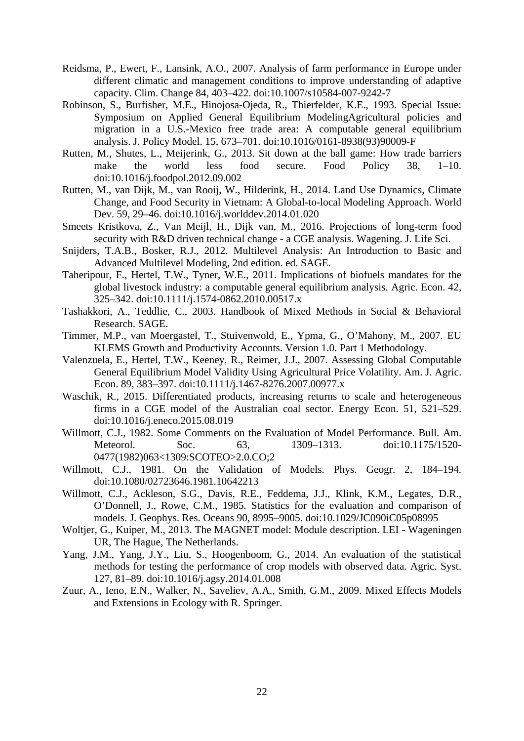Reidsma, P., Ewert, F., Lansink, A.O., 2007. Analysis of farm performance in Europe under different climatic and management conditions to improve understanding of adaptive capacity. Clim. Change 84, 403–422. doi:10.1007/s10584-007-9242-7

Robinson, S., Burfisher, M.E., Hinojosa-Ojeda, R., Thierfelder, K.E., 1993. Special Issue: Symposium on Applied General Equilibrium ModelingAgricultural policies and migration in a U.S.-Mexico free trade area: A computable general equilibrium analysis. J. Policy Model. 15, 673–701. doi:10.1016/0161-8938(93)90009-F

Rutten, M., Shutes, L., Meijerink, G., 2013. Sit down at the ball game: How trade barriers make the world less food secure. Food Policy 38, 1–10. doi:10.1016/j.foodpol.2012.09.002

Rutten, M., van Dijk, M., van Rooij, W., Hilderink, H., 2014. Land Use Dynamics, Climate Change, and Food Security in Vietnam: A Global-to-local Modeling Approach. World Dev. 59, 29–46. doi:10.1016/j.worlddev.2014.01.020

Smeets Kristkova, Z., Van Meijl, H., Dijk van, M., 2016. Projections of long-term food security with R&D driven technical change - a CGE analysis. Wageningen. J. Life Sci.

Snijders, T.A.B., Bosker, R.J., 2012. Multilevel Analysis: An Introduction to Basic and Advanced Multilevel Modeling, 2nd edition. ed. SAGE.

Taheripour, F., Hertel, T.W., Tyner, W.E., 2011. Implications of biofuels mandates for the global livestock industry: a computable general equilibrium analysis. Agric. Econ. 42, 325–342. doi:10.1111/j.1574-0862.2010.00517.x

Tashakkori, A., Teddlie, C., 2003. Handbook of Mixed Methods in Social & Behavioral Research. SAGE.

Timmer, M.P., van Moergastel, T., Stuivenwold, E., Ypma, G., O'Mahony, M., 2007. EU KLEMS Growth and Productivity Accounts. Version 1.0. Part 1 Methodology.

Valenzuela, E., Hertel, T.W., Keeney, R., Reimer, J.J., 2007. Assessing Global Computable General Equilibrium Model Validity Using Agricultural Price Volatility. Am. J. Agric. Econ. 89, 383–397. doi:10.1111/j.1467-8276.2007.00977.x

Waschik, R., 2015. Differentiated products, increasing returns to scale and heterogeneous firms in a CGE model of the Australian coal sector. Energy Econ. 51, 521–529. doi:10.1016/j.eneco.2015.08.019

Willmott, C.J., 1982. Some Comments on the Evaluation of Model Performance. Bull. Am. Meteorol. Soc. 63, 1309–1313. doi:10.1175/1520-0477(1982)063<1309:SCOTEO>2.0.CO;2

Willmott, C.J., 1981. On the Validation of Models. Phys. Geogr. 2, 184–194. doi:10.1080/02723646.1981.10642213

Willmott, C.J., Ackleson, S.G., Davis, R.E., Feddema, J.J., Klink, K.M., Legates, D.R., O'Donnell, J., Rowe, C.M., 1985. Statistics for the evaluation and comparison of models. J. Geophys. Res. Oceans 90, 8995–9005. doi:10.1029/JC090iC05p08995

Woltjer, G., Kuiper, M., 2013. The MAGNET model: Module description. LEI - Wageningen UR, The Hague, The Netherlands.

Yang, J.M., Yang, J.Y., Liu, S., Hoogenboom, G., 2014. An evaluation of the statistical methods for testing the performance of crop models with observed data. Agric. Syst. 127, 81–89. doi:10.1016/j.agsy.2014.01.008

Zuur, A., Ieno, E.N., Walker, N., Saveliev, A.A., Smith, G.M., 2009. Mixed Effects Models and Extensions in Ecology with R. Springer.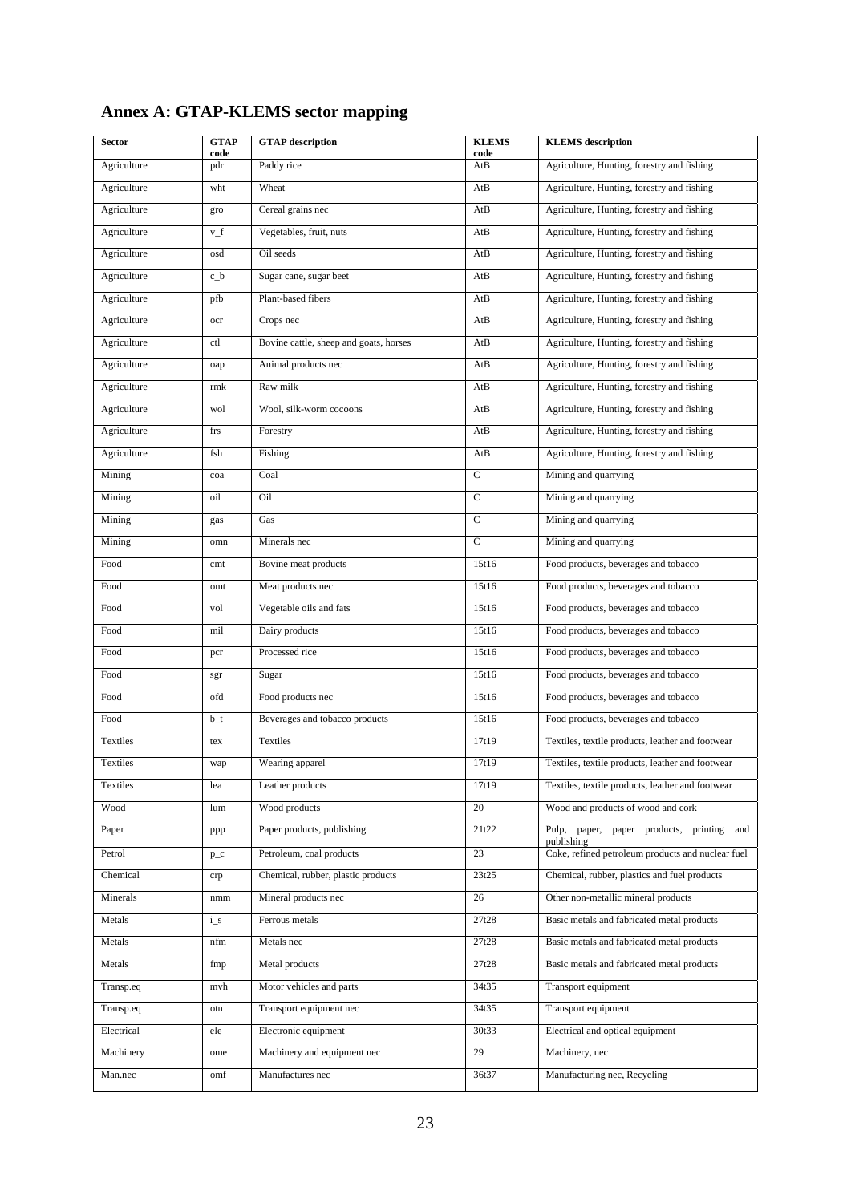## Annex A: GTAP-KLEMS sector mapping

| Sector | GTAP code | GTAP description | KLEMS code | KLEMS description |
|---|---|---|---|---|
| Agriculture | pdr | Paddy rice | AtB | Agriculture, Hunting, forestry and fishing |
| Agriculture | wht | Wheat | AtB | Agriculture, Hunting, forestry and fishing |
| Agriculture | gro | Cereal grains nec | AtB | Agriculture, Hunting, forestry and fishing |
| Agriculture | v_f | Vegetables, fruit, nuts | AtB | Agriculture, Hunting, forestry and fishing |
| Agriculture | osd | Oil seeds | AtB | Agriculture, Hunting, forestry and fishing |
| Agriculture | c_b | Sugar cane, sugar beet | AtB | Agriculture, Hunting, forestry and fishing |
| Agriculture | pfb | Plant-based fibers | AtB | Agriculture, Hunting, forestry and fishing |
| Agriculture | ocr | Crops nec | AtB | Agriculture, Hunting, forestry and fishing |
| Agriculture | ctl | Bovine cattle, sheep and goats, horses | AtB | Agriculture, Hunting, forestry and fishing |
| Agriculture | oap | Animal products nec | AtB | Agriculture, Hunting, forestry and fishing |
| Agriculture | rmk | Raw milk | AtB | Agriculture, Hunting, forestry and fishing |
| Agriculture | wol | Wool, silk-worm cocoons | AtB | Agriculture, Hunting, forestry and fishing |
| Agriculture | frs | Forestry | AtB | Agriculture, Hunting, forestry and fishing |
| Agriculture | fsh | Fishing | AtB | Agriculture, Hunting, forestry and fishing |
| Mining | coa | Coal | C | Mining and quarrying |
| Mining | oil | Oil | C | Mining and quarrying |
| Mining | gas | Gas | C | Mining and quarrying |
| Mining | omn | Minerals nec | C | Mining and quarrying |
| Food | cmt | Bovine meat products | 15t16 | Food products, beverages and tobacco |
| Food | omt | Meat products nec | 15t16 | Food products, beverages and tobacco |
| Food | vol | Vegetable oils and fats | 15t16 | Food products, beverages and tobacco |
| Food | mil | Dairy products | 15t16 | Food products, beverages and tobacco |
| Food | pcr | Processed rice | 15t16 | Food products, beverages and tobacco |
| Food | sgr | Sugar | 15t16 | Food products, beverages and tobacco |
| Food | ofd | Food products nec | 15t16 | Food products, beverages and tobacco |
| Food | b_t | Beverages and tobacco products | 15t16 | Food products, beverages and tobacco |
| Textiles | tex | Textiles | 17t19 | Textiles, textile products, leather and footwear |
| Textiles | wap | Wearing apparel | 17t19 | Textiles, textile products, leather and footwear |
| Textiles | lea | Leather products | 17t19 | Textiles, textile products, leather and footwear |
| Wood | lum | Wood products | 20 | Wood and products of wood and cork |
| Paper | ppp | Paper products, publishing | 21t22 | Pulp, paper, paper products, printing and publishing |
| Petrol | p_c | Petroleum, coal products | 23 | Coke, refined petroleum products and nuclear fuel |
| Chemical | crp | Chemical, rubber, plastic products | 23t25 | Chemical, rubber, plastics and fuel products |
| Minerals | nmm | Mineral products nec | 26 | Other non-metallic mineral products |
| Metals | i_s | Ferrous metals | 27t28 | Basic metals and fabricated metal products |
| Metals | nfm | Metals nec | 27t28 | Basic metals and fabricated metal products |
| Metals | fmp | Metal products | 27t28 | Basic metals and fabricated metal products |
| Transp.eq | mvh | Motor vehicles and parts | 34t35 | Transport equipment |
| Transp.eq | otn | Transport equipment nec | 34t35 | Transport equipment |
| Electrical | ele | Electronic equipment | 30t33 | Electrical and optical equipment |
| Machinery | ome | Machinery and equipment nec | 29 | Machinery, nec |
| Man.nec | omf | Manufactures nec | 36t37 | Manufacturing nec, Recycling |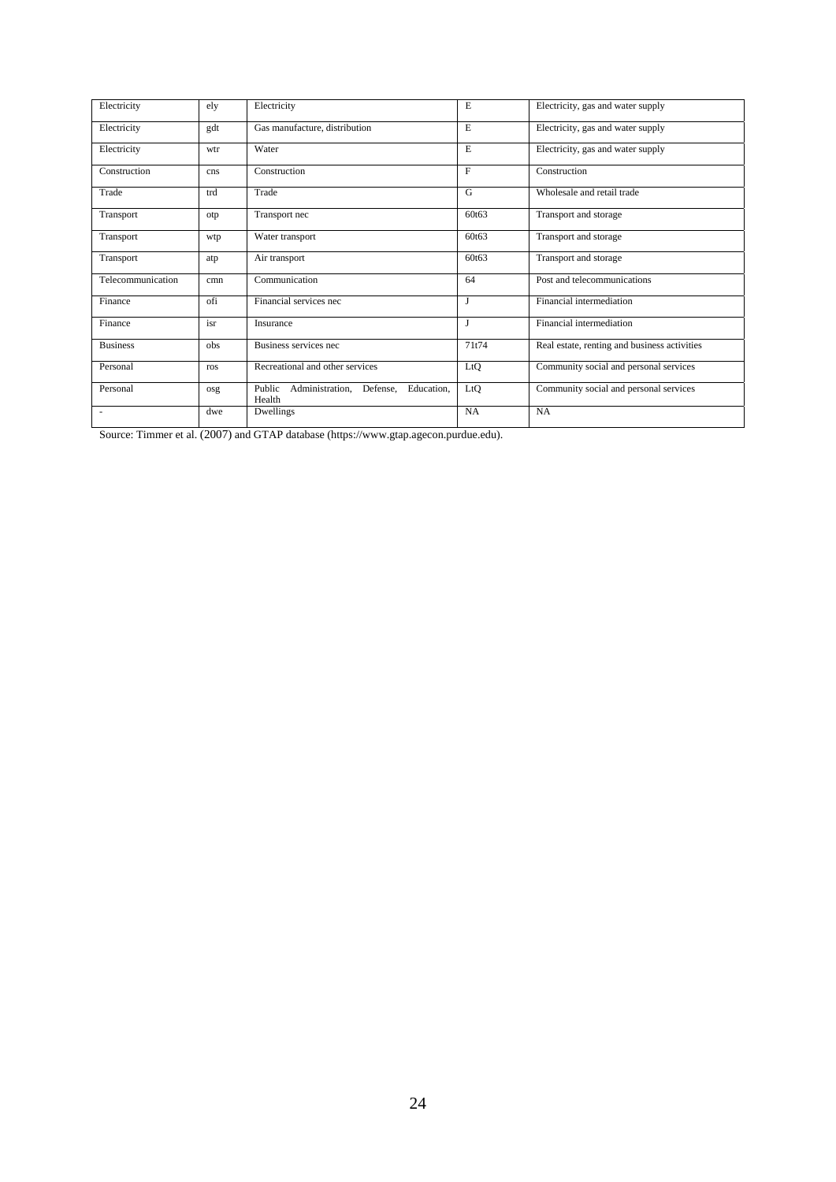| Electricity | ely | Electricity | E | Electricity, gas and water supply |
|---|---|---|---|---|
| Electricity | gdt | Gas manufacture, distribution | E | Electricity, gas and water supply |
| Electricity | wtr | Water | E | Electricity, gas and water supply |
| Construction | cns | Construction | F | Construction |
| Trade | trd | Trade | G | Wholesale and retail trade |
| Transport | otp | Transport nec | 60t63 | Transport and storage |
| Transport | wtp | Water transport | 60t63 | Transport and storage |
| Transport | atp | Air transport | 60t63 | Transport and storage |
| Telecommunication | cmn | Communication | 64 | Post and telecommunications |
| Finance | ofi | Financial services nec | J | Financial intermediation |
| Finance | isr | Insurance | J | Financial intermediation |
| Business | obs | Business services nec | 71t74 | Real estate, renting and business activities |
| Personal | ros | Recreational and other services | LtQ | Community social and personal services |
| Personal | osg | Public Administration, Defense, Education, Health | LtQ | Community social and personal services |
| - | dwe | Dwellings | NA | NA |

Source: Timmer et al. (2007) and GTAP database (https://www.gtap.agecon.purdue.edu).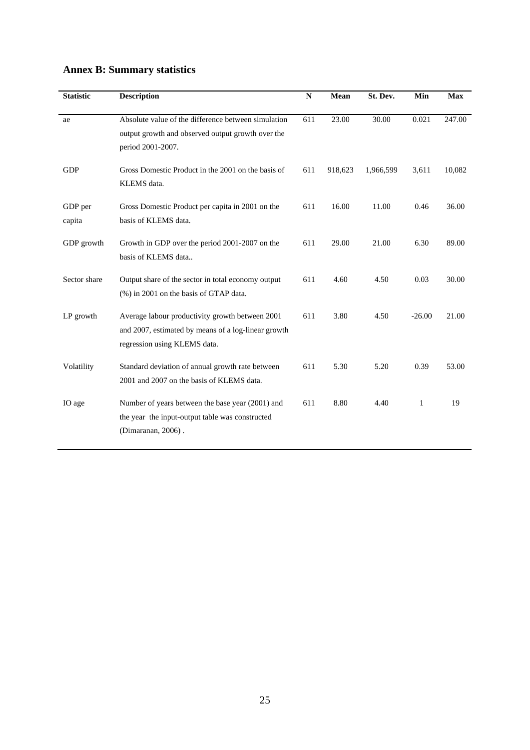# Annex B: Summary statistics

| Statistic | Description | N | Mean | St. Dev. | Min | Max |
|---|---|---|---|---|---|---|
| ae | Absolute value of the difference between simulation output growth and observed output growth over the period 2001-2007. | 611 | 23.00 | 30.00 | 0.021 | 247.00 |
| GDP | Gross Domestic Product in the 2001 on the basis of KLEMS data. | 611 | 918,623 | 1,966,599 | 3,611 | 10,082 |
| GDP per capita | Gross Domestic Product per capita in 2001 on the basis of KLEMS data. | 611 | 16.00 | 11.00 | 0.46 | 36.00 |
| GDP growth | Growth in GDP over the period 2001-2007 on the basis of KLEMS data.. | 611 | 29.00 | 21.00 | 6.30 | 89.00 |
| Sector share | Output share of the sector in total economy output (%) in 2001 on the basis of GTAP data. | 611 | 4.60 | 4.50 | 0.03 | 30.00 |
| LP growth | Average labour productivity growth between 2001 and 2007, estimated by means of a log-linear growth regression using KLEMS data. | 611 | 3.80 | 4.50 | -26.00 | 21.00 |
| Volatility | Standard deviation of annual growth rate between 2001 and 2007 on the basis of KLEMS data. | 611 | 5.30 | 5.20 | 0.39 | 53.00 |
| IO age | Number of years between the base year (2001) and the year the input-output table was constructed (Dimaranan, 2006) . | 611 | 8.80 | 4.40 | 1 | 19 |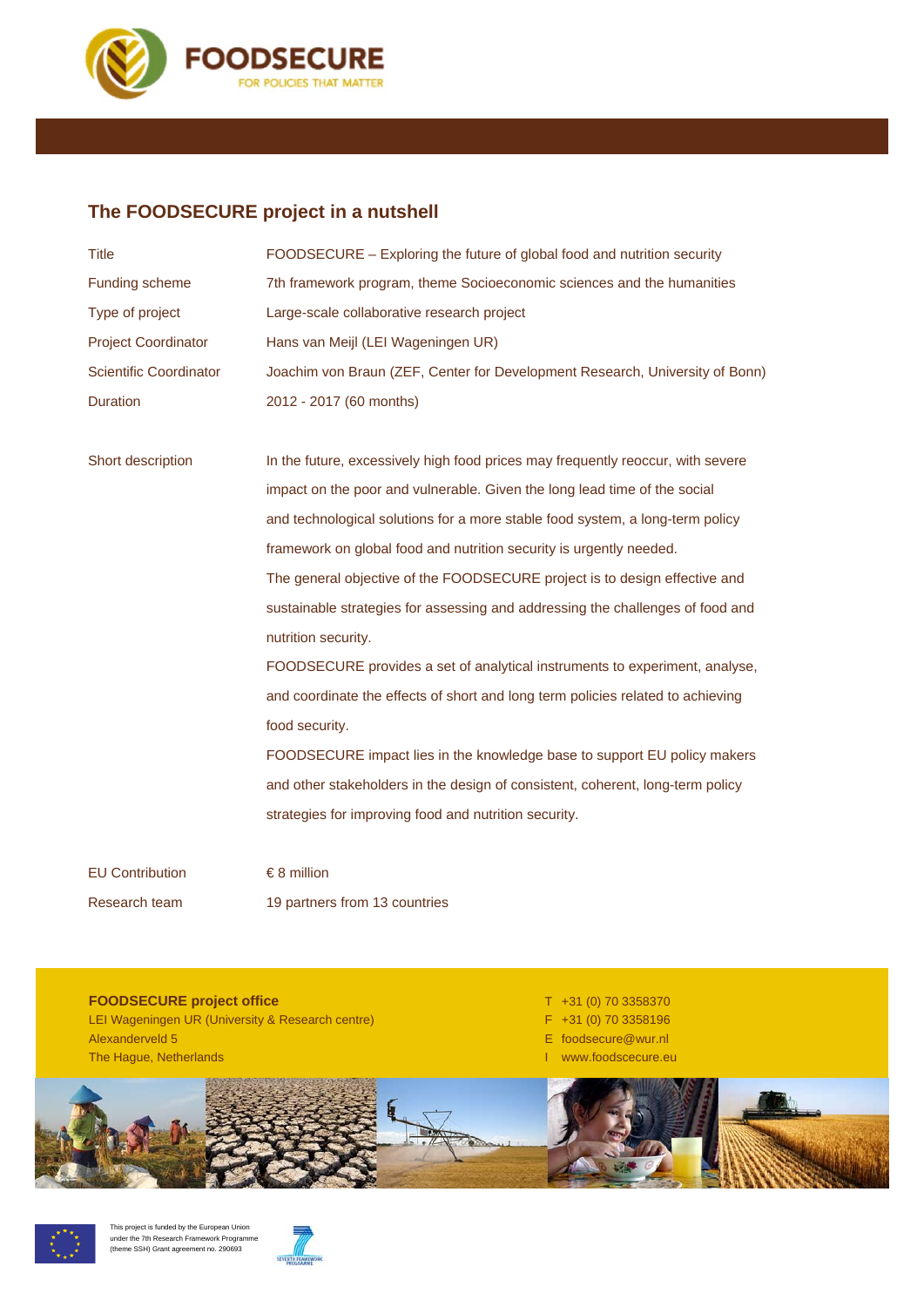FOODSECURE

FOR POLICIES THAT MATTER

## The FOODSECURE project in a nutshell

| | |
|---|---|
| Title | FOODSECURE – Exploring the future of global food and nutrition security |
| Funding scheme | 7th framework program, theme Socioeconomic sciences and the humanities |
| Type of project | Large-scale collaborative research project |
| Project Coordinator | Hans van Meijl (LEI Wageningen UR) |
| Scientific Coordinator | Joachim von Braun (ZEF, Center for Development Research, University of Bonn) |
| Duration | 2012 - 2017 (60 months) |
| Short description | In the future, excessively high food prices may frequently reoccur, with severe impact on the poor and vulnerable. Given the long lead time of the social and technological solutions for a more stable food system, a long-term policy framework on global food and nutrition security is urgently needed. The general objective of the FOODSECURE project is to design effective and sustainable strategies for assessing and addressing the challenges of food and nutrition security. FOODSECURE provides a set of analytical instruments to experiment, analyse, and coordinate the effects of short and long term policies related to achieving food security. FOODSECURE impact lies in the knowledge base to support EU policy makers and other stakeholders in the design of consistent, coherent, long-term policy strategies for improving food and nutrition security. |
| EU Contribution | € 8 million |
| Research team | 19 partners from 13 countries |

**FOODSECURE project office**
LEI Wageningen UR (University & Research centre)
Alexanderveld 5
The Hague, Netherlands

T +31 (0) 70 3358370
F +31 (0) 70 3358196
E foodsecure@wur.nl
I www.foodscecure.eu

This project is funded by the European Union under the 7th Research Framework Programme (theme SSH) Grant agreement no. 290693